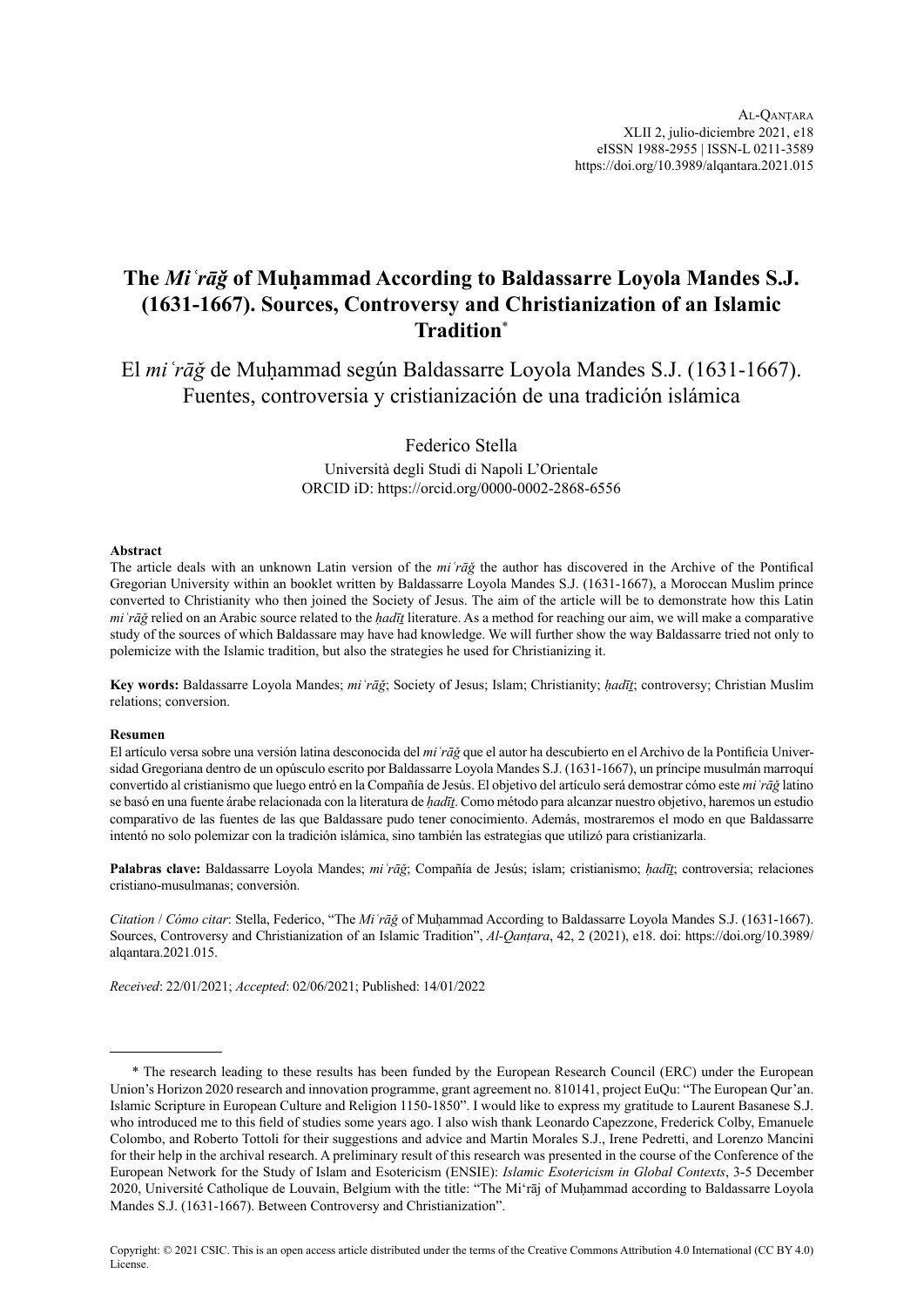Al-Qanṭara
XLII 2, julio-diciembre 2021, e18
eISSN 1988-2955 | ISSN-L 0211-3589
https://doi.org/10.3989/alqantara.2021.015

# The *Miʿrāǧ* of Muḥammad According to Baldassarre Loyola Mandes S.J. (1631-1667). Sources, Controversy and Christianization of an Islamic Tradition*

## El *miʿrāǧ* de Muḥammad según Baldassarre Loyola Mandes S.J. (1631-1667). Fuentes, controversia y cristianización de una tradición islámica

Federico Stella

Università degli Studi di Napoli L'Orientale
ORCID iD: https://orcid.org/0000-0002-2868-6556

**Abstract**

The article deals with an unknown Latin version of the *miʿrāǧ* the author has discovered in the Archive of the Pontifical Gregorian University within an booklet written by Baldassarre Loyola Mandes S.J. (1631-1667), a Moroccan Muslim prince converted to Christianity who then joined the Society of Jesus. The aim of the article will be to demonstrate how this Latin *miʿrāǧ* relied on an Arabic source related to the *ḥadīṯ* literature. As a method for reaching our aim, we will make a comparative study of the sources of which Baldassare may have had knowledge. We will further show the way Baldassarre tried not only to polemicize with the Islamic tradition, but also the strategies he used for Christianizing it.

**Key words:** Baldassarre Loyola Mandes; *miʿrāǧ*; Society of Jesus; Islam; Christianity; *ḥadīṯ*; controversy; Christian Muslim relations; conversion.

**Resumen**

El artículo versa sobre una versión latina desconocida del *miʿrāǧ* que el autor ha descubierto en el Archivo de la Pontificia Universidad Gregoriana dentro de un opúsculo escrito por Baldassarre Loyola Mandes S.J. (1631-1667), un príncipe musulmán marroquí convertido al cristianismo que luego entró en la Compañía de Jesús. El objetivo del artículo será demostrar cómo este *miʿrāǧ* latino se basó en una fuente árabe relacionada con la literatura de *ḥadīṯ*. Como método para alcanzar nuestro objetivo, haremos un estudio comparativo de las fuentes de las que Baldassare pudo tener conocimiento. Además, mostraremos el modo en que Baldassarre intentó no solo polemizar con la tradición islámica, sino también las estrategias que utilizó para cristianizarla.

**Palabras clave:** Baldassarre Loyola Mandes; *miʿrāǧ*; Compañía de Jesús; islam; cristianismo; *ḥadīṯ*; controversia; relaciones cristiano-musulmanas; conversión.

*Citation* / *Cómo citar*: Stella, Federico, "The *Miʿrāǧ* of Muḥammad According to Baldassarre Loyola Mandes S.J. (1631-1667). Sources, Controversy and Christianization of an Islamic Tradition", *Al-Qanṭara*, 42, 2 (2021), e18. doi: https://doi.org/10.3989/alqantara.2021.015.

*Received*: 22/01/2021; *Accepted*: 02/06/2021; Published: 14/01/2022

---

* The research leading to these results has been funded by the European Research Council (ERC) under the European Union's Horizon 2020 research and innovation programme, grant agreement no. 810141, project EuQu: "The European Qur'an. Islamic Scripture in European Culture and Religion 1150-1850". I would like to express my gratitude to Laurent Basanese S.J. who introduced me to this field of studies some years ago. I also wish thank Leonardo Capezzone, Frederick Colby, Emanuele Colombo, and Roberto Tottoli for their suggestions and advice and Martin Morales S.J., Irene Pedretti, and Lorenzo Mancini for their help in the archival research. A preliminary result of this research was presented in the course of the Conference of the European Network for the Study of Islam and Esotericism (ENSIE): *Islamic Esotericism in Global Contexts*, 3-5 December 2020, Université Catholique de Louvain, Belgium with the title: "The Mi'rāj of Muḥammad according to Baldassarre Loyola Mandes S.J. (1631-1667). Between Controversy and Christianization".

Copyright: © 2021 CSIC. This is an open access article distributed under the terms of the Creative Commons Attribution 4.0 International (CC BY 4.0) License.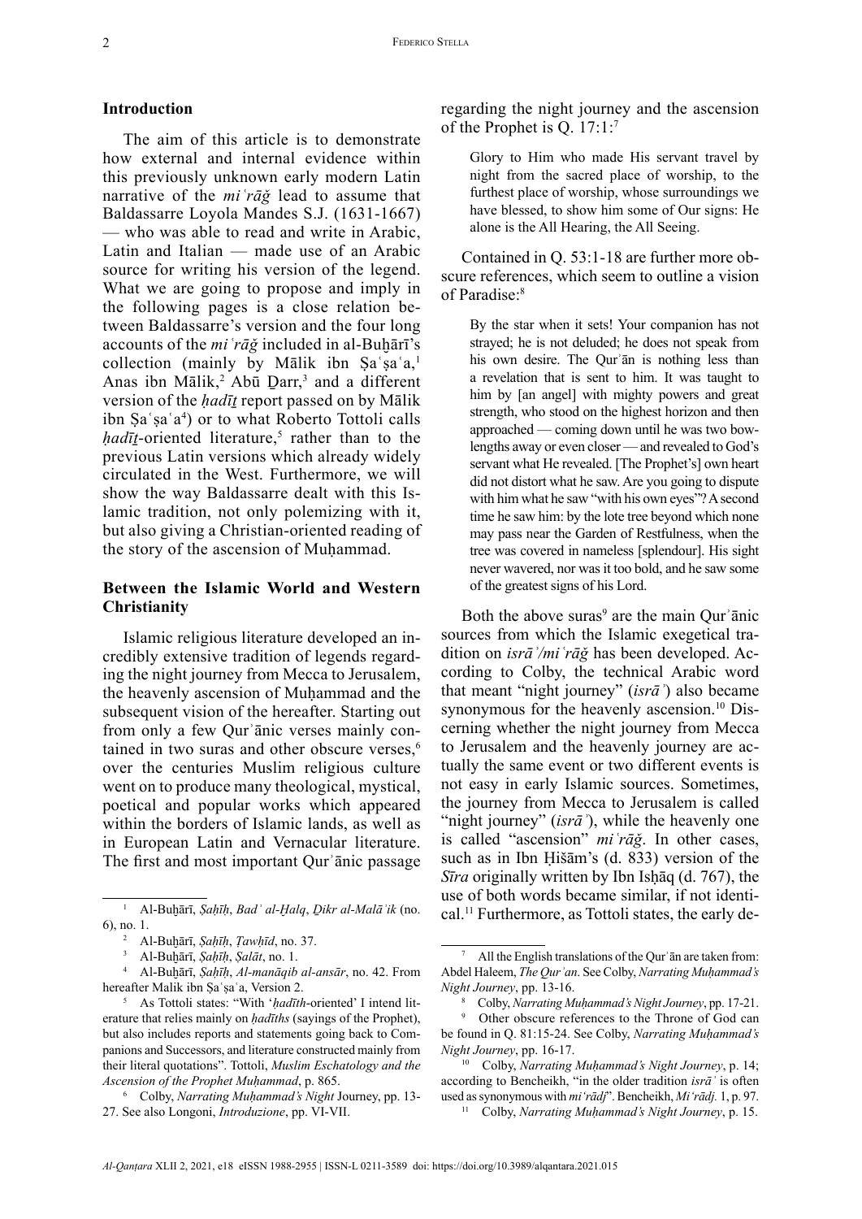## Introduction

The aim of this article is to demonstrate how external and internal evidence within this previously unknown early modern Latin narrative of the *miʿrāǧ* lead to assume that Baldassarre Loyola Mandes S.J. (1631-1667) — who was able to read and write in Arabic, Latin and Italian — made use of an Arabic source for writing his version of the legend. What we are going to propose and imply in the following pages is a close relation between Baldassarre's version and the four long accounts of the *miʿrāǧ* included in al-Buḫārī's collection (mainly by Mālik ibn Ṣaʿṣaʿa,[1] Anas ibn Mālik,[2] Abū Ḏarr,[3] and a different version of the *ḥadīṯ* report passed on by Mālik ibn Ṣaʿṣaʿa[4]) or to what Roberto Tottoli calls *ḥadīṯ*-oriented literature,[5] rather than to the previous Latin versions which already widely circulated in the West. Furthermore, we will show the way Baldassarre dealt with this Islamic tradition, not only polemizing with it, but also giving a Christian-oriented reading of the story of the ascension of Muḥammad.

## Between the Islamic World and Western Christianity

Islamic religious literature developed an incredibly extensive tradition of legends regarding the night journey from Mecca to Jerusalem, the heavenly ascension of Muḥammad and the subsequent vision of the hereafter. Starting out from only a few Qurʾānic verses mainly contained in two suras and other obscure verses,[6] over the centuries Muslim religious culture went on to produce many theological, mystical, poetical and popular works which appeared within the borders of Islamic lands, as well as in European Latin and Vernacular literature. The first and most important Qurʾānic passage regarding the night journey and the ascension of the Prophet is Q. 17:1:[7]

> Glory to Him who made His servant travel by night from the sacred place of worship, to the furthest place of worship, whose surroundings we have blessed, to show him some of Our signs: He alone is the All Hearing, the All Seeing.

Contained in Q. 53:1-18 are further more obscure references, which seem to outline a vision of Paradise:[8]

> By the star when it sets! Your companion has not strayed; he is not deluded; he does not speak from his own desire. The Qurʾān is nothing less than a revelation that is sent to him. It was taught to him by [an angel] with mighty powers and great strength, who stood on the highest horizon and then approached — coming down until he was two bow-lengths away or even closer — and revealed to God's servant what He revealed. [The Prophet's] own heart did not distort what he saw. Are you going to dispute with him what he saw "with his own eyes"? A second time he saw him: by the lote tree beyond which none may pass near the Garden of Restfulness, when the tree was covered in nameless [splendour]. His sight never wavered, nor was it too bold, and he saw some of the greatest signs of his Lord.

Both the above suras[9] are the main Qurʾānic sources from which the Islamic exegetical tradition on *isrāʾ/miʿrāǧ* has been developed. According to Colby, the technical Arabic word that meant "night journey" (*isrāʾ*) also became synonymous for the heavenly ascension.[10] Discerning whether the night journey from Mecca to Jerusalem and the heavenly journey are actually the same event or two different events is not easy in early Islamic sources. Sometimes, the journey from Mecca to Jerusalem is called "night journey" (*isrāʾ*), while the heavenly one is called "ascension" *miʿrāǧ*. In other cases, such as in Ibn Hišām's (d. 833) version of the *Sīra* originally written by Ibn Isḥāq (d. 767), the use of both words became similar, if not identical.[11] Furthermore, as Tottoli states, the early de-

---

[1] Al-Buḫārī, *Ṣaḥīḥ*, *Badʾ al-Ḫalq*, *Ḏikr al-Malāʾik* (no. 6), no. 1.

[2] Al-Buḫārī, *Ṣaḥīḥ*, *Tawḥīd*, no. 37.

[3] Al-Buḫārī, *Ṣaḥīḥ*, *Ṣalāt*, no. 1.

[4] Al-Buḫārī, *Ṣaḥīḥ*, *Al-manāqib al-ansār*, no. 42. From hereafter Malik ibn Ṣaʿṣaʿa, Version 2.

[5] As Tottoli states: "With '*ḥadīth*-oriented' I intend literature that relies mainly on *ḥadīths* (sayings of the Prophet), but also includes reports and statements going back to Companions and Successors, and literature constructed mainly from their literal quotations". Tottoli, *Muslim Eschatology and the Ascension of the Prophet Muḥammad*, p. 865.

[6] Colby, *Narrating Muḥammad's Night* Journey, pp. 13-27. See also Longoni, *Introduzione*, pp. VI-VII.

[7] All the English translations of the Qurʾān are taken from: Abdel Haleem, *The Qurʾan*. See Colby, *Narrating Muḥammad's Night Journey*, pp. 13-16.

[8] Colby, *Narrating Muḥammad's Night Journey*, pp. 17-21.

[9] Other obscure references to the Throne of God can be found in Q. 81:15-24. See Colby, *Narrating Muḥammad's Night Journey*, pp. 16-17.

[10] Colby, *Narrating Muḥammad's Night Journey*, p. 14; according to Bencheikh, "in the older tradition *isrāʾ* is often used as synonymous with *mi'rādj*". Bencheikh, *Mi'rādj*. 1, p. 97.

[11] Colby, *Narrating Muḥammad's Night Journey*, p. 15.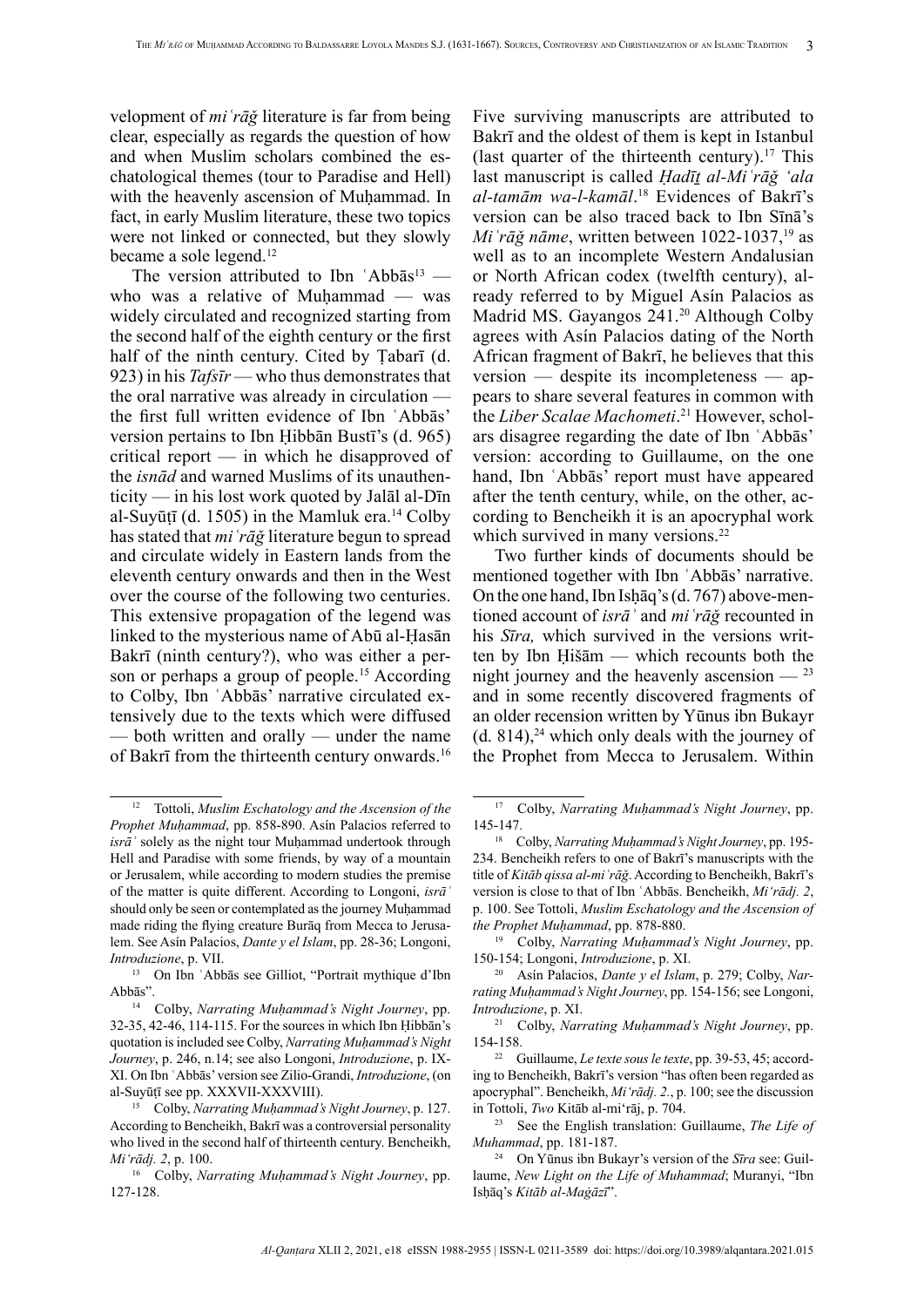velopment of *miʿrāǧ* literature is far from being clear, especially as regards the question of how and when Muslim scholars combined the eschatological themes (tour to Paradise and Hell) with the heavenly ascension of Muḥammad. In fact, in early Muslim literature, these two topics were not linked or connected, but they slowly became a sole legend.[12]

The version attributed to Ibn ʿAbbās[13] — who was a relative of Muḥammad — was widely circulated and recognized starting from the second half of the eighth century or the first half of the ninth century. Cited by Ṭabarī (d. 923) in his *Tafsīr* — who thus demonstrates that the oral narrative was already in circulation — the first full written evidence of Ibn ʿAbbās' version pertains to Ibn Ḥibbān Bustī's (d. 965) critical report — in which he disapproved of the *isnād* and warned Muslims of its unauthenticity — in his lost work quoted by Jalāl al-Dīn al-Suyūṭī (d. 1505) in the Mamluk era.[14] Colby has stated that *miʿrāǧ* literature begun to spread and circulate widely in Eastern lands from the eleventh century onwards and then in the West over the course of the following two centuries. This extensive propagation of the legend was linked to the mysterious name of Abū al-Ḥasān Bakrī (ninth century?), who was either a person or perhaps a group of people.[15] According to Colby, Ibn ʿAbbās' narrative circulated extensively due to the texts which were diffused — both written and orally — under the name of Bakrī from the thirteenth century onwards.[16] Five surviving manuscripts are attributed to Bakrī and the oldest of them is kept in Istanbul (last quarter of the thirteenth century).[17] This last manuscript is called *Ḥadīṯ al-Miʿrāǧ ʻala al-tamām wa-l-kamāl*.[18] Evidences of Bakrī's version can be also traced back to Ibn Sīnā's *Miʿrāǧ nāme*, written between 1022-1037,[19] as well as to an incomplete Western Andalusian or North African codex (twelfth century), already referred to by Miguel Asín Palacios as Madrid MS. Gayangos 241.[20] Although Colby agrees with Asín Palacios dating of the North African fragment of Bakrī, he believes that this version — despite its incompleteness — appears to share several features in common with the *Liber Scalae Machometi*.[21] However, scholars disagree regarding the date of Ibn ʿAbbās' version: according to Guillaume, on the one hand, Ibn ʿAbbās' report must have appeared after the tenth century, while, on the other, according to Bencheikh it is an apocryphal work which survived in many versions.[22]

Two further kinds of documents should be mentioned together with Ibn ʿAbbās' narrative. On the one hand, Ibn Isḥāq's (d. 767) above-mentioned account of *isrāʾ* and *miʿrāǧ* recounted in his *Sīra,* which survived in the versions written by Ibn Ḥišām — which recounts both the night journey and the heavenly ascension —[23] and in some recently discovered fragments of an older recension written by Yūnus ibn Bukayr (d. 814),[24] which only deals with the journey of the Prophet from Mecca to Jerusalem. Within

---

[12] Tottoli, *Muslim Eschatology and the Ascension of the Prophet Muḥammad*, pp. 858-890. Asín Palacios referred to *isrāʾ* solely as the night tour Muḥammad undertook through Hell and Paradise with some friends, by way of a mountain or Jerusalem, while according to modern studies the premise of the matter is quite different. According to Longoni, *isrāʾ* should only be seen or contemplated as the journey Muḥammad made riding the flying creature Burāq from Mecca to Jerusalem. See Asín Palacios, *Dante y el Islam*, pp. 28-36; Longoni, *Introduzione*, p. VII.

[13] On Ibn ʿAbbās see Gilliot, "Portrait mythique d'Ibn Abbās".

[14] Colby, *Narrating Muḥammad's Night Journey*, pp. 32-35, 42-46, 114-115. For the sources in which Ibn Ḥibbān's quotation is included see Colby, *Narrating Muḥammad's Night Journey*, p. 246, n.14; see also Longoni, *Introduzione*, pp. IX-XI. On Ibn ʿAbbās' version see Zilio-Grandi, *Introduzione*, (on al-Suyūṭī see pp. XXXVII-XXXVIII).

[15] Colby, *Narrating Muḥammad's Night Journey*, p. 127. According to Bencheikh, Bakrī was a controversial personality who lived in the second half of thirteenth century. Bencheikh, *Mi'rādj. 2*, p. 100.

[16] Colby, *Narrating Muḥammad's Night Journey*, pp. 127-128.

[17] Colby, *Narrating Muḥammad's Night Journey*, pp. 145-147.

[18] Colby, *Narrating Muḥammad's Night Journey*, pp. 195-234. Bencheikh refers to one of Bakrī's manuscripts with the title of *Kitāb qissa al-miʿrāǧ*. According to Bencheikh, Bakrī's version is close to that of Ibn ʿAbbās. Bencheikh, *Mi'rādj. 2*, p. 100. See Tottoli, *Muslim Eschatology and the Ascension of the Prophet Muḥammad*, pp. 878-880.

[19] Colby, *Narrating Muḥammad's Night Journey*, pp. 150-154; Longoni, *Introduzione*, p. XI.

[20] Asín Palacios, *Dante y el Islam*, p. 279; Colby, *Narrating Muḥammad's Night Journey*, pp. 154-156; see Longoni, *Introduzione*, p. XI.

[21] Colby, *Narrating Muḥammad's Night Journey*, pp. 154-158.

[22] Guillaume, *Le texte sous le texte*, pp. 39-53, 45; according to Bencheikh, Bakrī's version "has often been regarded as apocryphal". Bencheikh, *Mi'rādj. 2.*, p. 100; see the discussion in Tottoli, *Two* Kitāb al-mi'rāj, p. 704.

[23] See the English translation: Guillaume, *The Life of Muhammad*, pp. 181-187.

[24] On Yūnus ibn Bukayr's version of the *Sīra* see: Guillaume, *New Light on the Life of Muhammad*; Muranyi, "Ibn Isḥāq's *Kitāb al-Maġāzī*".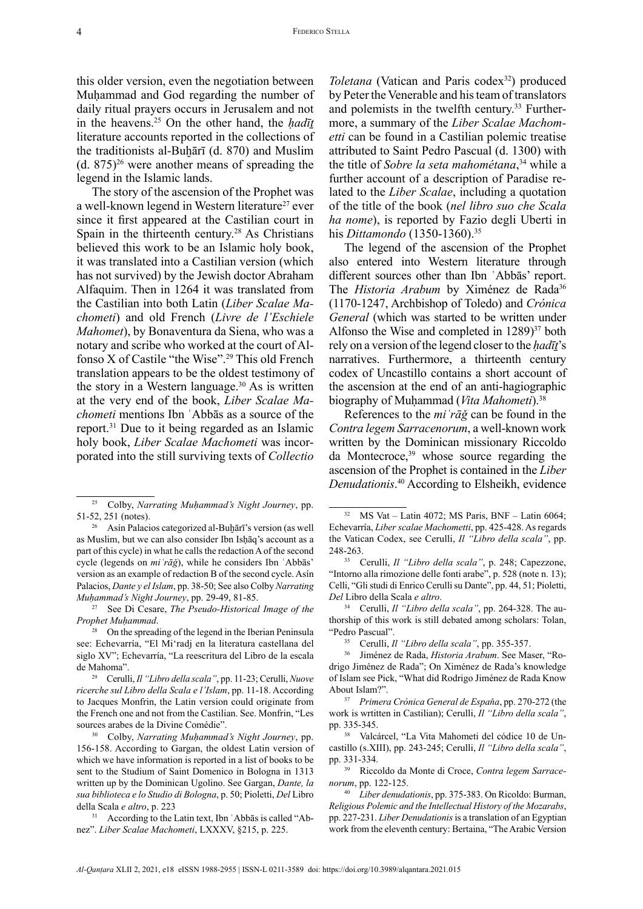this older version, even the negotiation between Muḥammad and God regarding the number of daily ritual prayers occurs in Jerusalem and not in the heavens.[25] On the other hand, the *ḥadīṯ* literature accounts reported in the collections of the traditionists al-Buḫārī (d. 870) and Muslim (d. 875)[26] were another means of spreading the legend in the Islamic lands.

The story of the ascension of the Prophet was a well-known legend in Western literature[27] ever since it first appeared at the Castilian court in Spain in the thirteenth century.[28] As Christians believed this work to be an Islamic holy book, it was translated into a Castilian version (which has not survived) by the Jewish doctor Abraham Alfaquim. Then in 1264 it was translated from the Castilian into both Latin (*Liber Scalae Machometi*) and old French (*Livre de l'Eschiele Mahomet*), by Bonaventura da Siena, who was a notary and scribe who worked at the court of Alfonso X of Castile "the Wise".[29] This old French translation appears to be the oldest testimony of the story in a Western language.[30] As is written at the very end of the book, *Liber Scalae Machometi* mentions Ibn ʿAbbās as a source of the report.[31] Due to it being regarded as an Islamic holy book, *Liber Scalae Machometi* was incorporated into the still surviving texts of *Collectio Toletana* (Vatican and Paris codex[32]) produced by Peter the Venerable and his team of translators and polemists in the twelfth century.[33] Furthermore, a summary of the *Liber Scalae Machometti* can be found in a Castilian polemic treatise attributed to Saint Pedro Pascual (d. 1300) with the title of *Sobre la seta mahométana*,[34] while a further account of a description of Paradise related to the *Liber Scalae*, including a quotation of the title of the book (*nel libro suo che Scala ha nome*), is reported by Fazio degli Uberti in his *Dittamondo* (1350-1360).[35]

The legend of the ascension of the Prophet also entered into Western literature through different sources other than Ibn ʿAbbās' report. The *Historia Arabum* by Ximénez de Rada[36] (1170-1247, Archbishop of Toledo) and *Crónica General* (which was started to be written under Alfonso the Wise and completed in 1289)[37] both rely on a version of the legend closer to the *ḥadīṯ*'s narratives. Furthermore, a thirteenth century codex of Uncastillo contains a short account of the ascension at the end of an anti-hagiographic biography of Muḥammad (*Vita Mahometi*).[38]

References to the *miʿrāǧ* can be found in the *Contra legem Sarracenorum*, a well-known work written by the Dominican missionary Riccoldo da Montecroce,[39] whose source regarding the ascension of the Prophet is contained in the *Liber Denudationis*.[40] According to Elsheikh, evidence

---

[25] Colby, *Narrating Muḥammad's Night Journey*, pp. 51-52, 251 (notes).

[26] Asín Palacios categorized al-Buḫārī's version (as well as Muslim, but we can also consider Ibn Isḥāq's account as a part of this cycle) in what he calls the redaction A of the second cycle (legends on *miʿrāǧ*), while he considers Ibn ʿAbbās' version as an example of redaction B of the second cycle. Asín Palacios, *Dante y el Islam*, pp. 38-50; See also Colby *Narrating Muḥammad's Night Journey*, pp. 29-49, 81-85.

[27] See Di Cesare, *The Pseudo-Historical Image of the Prophet Muḥammad*.

[28] On the spreading of the legend in the Iberian Peninsula see: Echevarría, "El Mi'radj en la literatura castellana del siglo XV"; Echevarría, "La reescritura del Libro de la escala de Mahoma".

[29] Cerulli, *Il "Libro della scala"*, pp. 11-23; Cerulli, *Nuove ricerche sul Libro della Scala e l'Islam*, pp. 11-18. According to Jacques Monfrin, the Latin version could originate from the French one and not from the Castilian. See. Monfrin, "Les sources arabes de la Divine Comédie".

[30] Colby, *Narrating Muḥammad's Night Journey*, pp. 156-158. According to Gargan, the oldest Latin version of which we have information is reported in a list of books to be sent to the Studium of Saint Domenico in Bologna in 1313 written up by the Dominican Ugolino. See Gargan, *Dante, la sua biblioteca e lo Studio di Bologna*, p. 50; Pioletti, *Del* Libro della Scala *e altro*, p. 223

[31] According to the Latin text, Ibn ʿAbbās is called "Abnez". *Liber Scalae Machometi*, LXXXV, §215, p. 225.

[32] MS Vat – Latin 4072; MS Paris, BNF – Latin 6064; Echevarría, *Liber scalae Machometti*, pp. 425-428. As regards the Vatican Codex, see Cerulli, *Il "Libro della scala"*, pp. 248-263.

[33] Cerulli, *Il "Libro della scala"*, p. 248; Capezzone, "Intorno alla rimozione delle fonti arabe", p. 528 (note n. 13); Celli, "Gli studi di Enrico Cerulli su Dante", pp. 44, 51; Pioletti, *Del* Libro della Scala *e altro*.

[34] Cerulli, *Il "Libro della scala"*, pp. 264-328. The authorship of this work is still debated among scholars: Tolan, "Pedro Pascual".

[35] Cerulli, *Il "Libro della scala"*, pp. 355-357.

[36] Jiménez de Rada, *Historia Arabum*. See Maser, "Rodrigo Jiménez de Rada"; On Ximénez de Rada's knowledge of Islam see Pick, "What did Rodrigo Jiménez de Rada Know About Islam?".

[37] *Primera Crónica General de España*, pp. 270-272 (the work is wrtitten in Castilian); Cerulli, *Il "Libro della scala"*, pp. 335-345.

[38] Valcárcel, "La Vita Mahometi del códice 10 de Uncastillo (s.XIII), pp. 243-245; Cerulli, *Il "Libro della scala"*, pp. 331-334.

[39] Riccoldo da Monte di Croce, *Contra legem Sarracenorum*, pp. 122-125.

[40] *Liber denudationis*, pp. 375-383. On Ricoldo: Burman, *Religious Polemic and the Intellectual History of the Mozarabs*, pp. 227-231. *Liber Denudationis* is a translation of an Egyptian work from the eleventh century: Bertaina, "The Arabic Version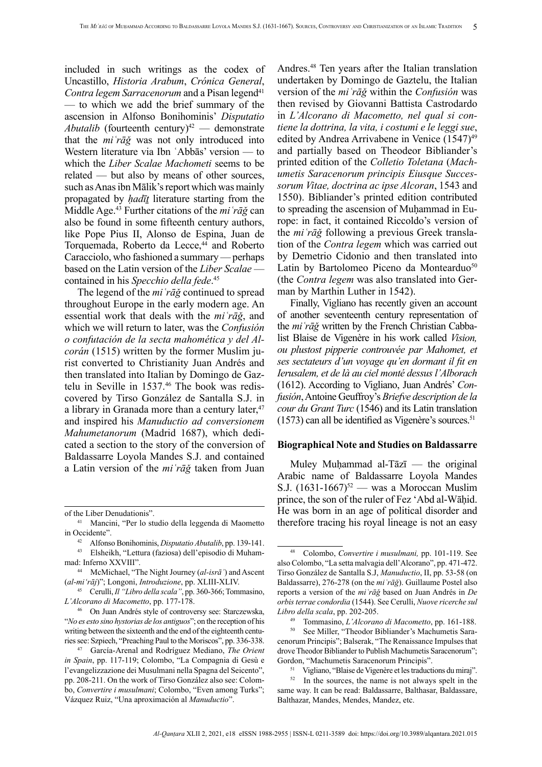included in such writings as the codex of Uncastillo, *Historia Arabum*, *Crónica General*, *Contra legem Sarracenorum* and a Pisan legend[41] — to which we add the brief summary of the ascension in Alfonso Bonihominis' *Disputatio Abutalib* (fourteenth century)[42] — demonstrate that the *miʿrāǧ* was not only introduced into Western literature via Ibn ʿAbbās' version — to which the *Liber Scalae Machometi* seems to be related — but also by means of other sources, such as Anas ibn Mālik's report which was mainly propagated by *ḥadīṯ* literature starting from the Middle Age.[43] Further citations of the *miʿrāǧ* can also be found in some fifteenth century authors, like Pope Pius II, Alonso de Espina, Juan de Torquemada, Roberto da Lecce,[44] and Roberto Caracciolo, who fashioned a summary — perhaps based on the Latin version of the *Liber Scalae* — contained in his *Specchio della fede*.[45]

The legend of the *miʿrāǧ* continued to spread throughout Europe in the early modern age. An essential work that deals with the *miʿrāǧ*, and which we will return to later, was the *Confusión o confutación de la secta mahomética y del Alcorán* (1515) written by the former Muslim jurist converted to Christianity Juan Andrés and then translated into Italian by Domingo de Gaztelu in Seville in 1537.[46] The book was rediscovered by Tirso González de Santalla S.J. in a library in Granada more than a century later,[47] and inspired his *Manuductio ad conversionem Mahumetanorum* (Madrid 1687), which dedicated a section to the story of the conversion of Baldassarre Loyola Mandes S.J. and contained a Latin version of the *miʿrāǧ* taken from Juan Andres.[48] Ten years after the Italian translation undertaken by Domingo de Gaztelu, the Italian version of the *miʿrāǧ* within the *Confusión* was then revised by Giovanni Battista Castrodardo in *L'Alcorano di Macometto, nel qual si contiene la dottrina, la vita, i costumi e le leggi sue*, edited by Andrea Arrivabene in Venice (1547)[49] and partially based on Theodeor Bibliander's printed edition of the *Colletio Toletana* (*Machumetis Saracenorum principis Eiusque Successorum Vitae, doctrina ac ipse Alcoran*, 1543 and 1550). Bibliander's printed edition contributed to spreading the ascension of Muḥammad in Europe: in fact, it contained Riccoldo's version of the *miʿrāǧ* following a previous Greek translation of the *Contra legem* which was carried out by Demetrio Cidonio and then translated into Latin by Bartolomeo Piceno da Montearduo[50] (the *Contra legem* was also translated into German by Marthin Luther in 1542).

Finally, Vigliano has recently given an account of another seventeenth century representation of the *miʿrāǧ* written by the French Christian Cabbalist Blaise de Vigenère in his work called *Vision, ou plustost pipperie controuvée par Mahomet, et ses sectateurs d'un voyage qu'en dormant il fit en Ierusalem, et de là au ciel monté dessus l'Alborach* (1612). According to Vigliano, Juan Andrés' *Confusión*, Antoine Geuffroy's *Briefve description de la cour du Grant Turc* (1546) and its Latin translation (1573) can all be identified as Vigenère's sources.[51]

## Biographical Note and Studies on Baldassarre

Muley Muḥammad al-Tāzī — the original Arabic name of Baldassarre Loyola Mandes S.J. (1631-1667)[52] — was a Moroccan Muslim prince, the son of the ruler of Fez ʿAbd al-Wāḥid. He was born in an age of political disorder and therefore tracing his royal lineage is not an easy

---

of the Liber Denudationis".

[41] Mancini, "Per lo studio della leggenda di Maometto in Occidente".

[42] Alfonso Bonihominis, *Disputatio Abutalib*, pp. 139-141.

[43] Elsheikh, "Lettura (faziosa) dell'episodio di Muhammad: Inferno XXVIII".

[44] McMichael, "The Night Journey (*al-isrāʾ*) and Ascent (*al-miʿrāj*)"; Longoni, *Introduzione*, pp. XLIII-XLIV.

[45] Cerulli, *Il "Libro della scala"*, pp. 360-366; Tommasino, *L'Alcorano di Macometto*, pp. 177-178.

[46] On Juan Andrés style of controversy see: Starczewska, "*No es esto sino hystorias de los antiguos*"; on the reception of his writing between the sixteenth and the end of the eighteenth centuries see: Szpiech, "Preaching Paul to the Moriscos", pp. 336-338.

[47] García-Arenal and Rodríguez Mediano, *The Orient in Spain*, pp. 117-119; Colombo, "La Compagnia di Gesù e l'evangelizzazione dei Musulmani nella Spagna del Seicento", pp. 208-211. On the work of Tirso González also see: Colombo, *Convertire i musulmani*; Colombo, "Even among Turks"; Vázquez Ruiz, "Una aproximación al *Manuductio*".

[48] Colombo, *Convertire i musulmani,* pp. 101-119. See also Colombo, "La setta malvagia dell'Alcorano", pp. 471-472. Tirso González de Santalla S.J, *Manuductio*, II, pp. 53-58 (on Baldassarre), 276-278 (on the *miʿrāǧ*). Guillaume Postel also reports a version of the *miʿrāǧ* based on Juan Andrés in *De orbis terrae concordia* (1544). See Cerulli, *Nuove ricerche sul Libro della scala*, pp. 202-205.

[49] Tommasino, *L'Alcorano di Macometto*, pp. 161-188.

[50] See Miller, "Theodor Bibliander's Machumetis Saracenorum Principis"; Balserak, "The Renaissance Impulses that drove Theodor Bibliander to Publish Machumetis Saracenorum"; Gordon, "Machumetis Saracenorum Principis".

[51] Vigliano, "Blaise de Vigenère et les traductions du miraj".

[52] In the sources, the name is not always spelt in the same way. It can be read: Baldassarre, Balthasar, Baldassare, Balthazar, Mandes, Mendes, Mandez, etc.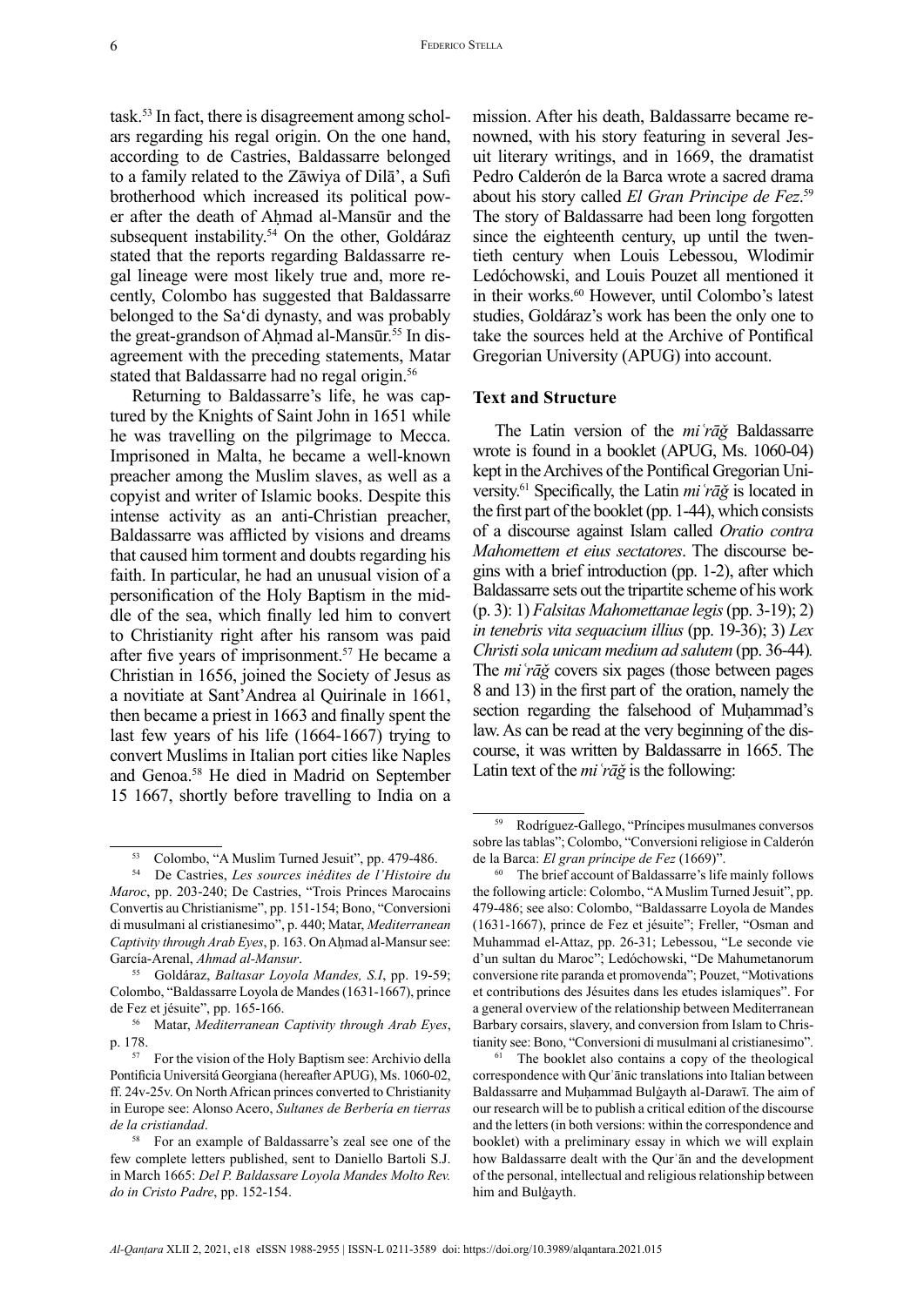task.[53] In fact, there is disagreement among scholars regarding his regal origin. On the one hand, according to de Castries, Baldassarre belonged to a family related to the Zāwiya of Dilā', a Sufi brotherhood which increased its political power after the death of Aḥmad al-Mansūr and the subsequent instability.[54] On the other, Goldáraz stated that the reports regarding Baldassarre regal lineage were most likely true and, more recently, Colombo has suggested that Baldassarre belonged to the Sa'di dynasty, and was probably the great-grandson of Aḥmad al-Mansūr.[55] In disagreement with the preceding statements, Matar stated that Baldassarre had no regal origin.[56]

Returning to Baldassarre's life, he was captured by the Knights of Saint John in 1651 while he was travelling on the pilgrimage to Mecca. Imprisoned in Malta, he became a well-known preacher among the Muslim slaves, as well as a copyist and writer of Islamic books. Despite this intense activity as an anti-Christian preacher, Baldassarre was afflicted by visions and dreams that caused him torment and doubts regarding his faith. In particular, he had an unusual vision of a personification of the Holy Baptism in the middle of the sea, which finally led him to convert to Christianity right after his ransom was paid after five years of imprisonment.[57] He became a Christian in 1656, joined the Society of Jesus as a novitiate at Sant'Andrea al Quirinale in 1661, then became a priest in 1663 and finally spent the last few years of his life (1664-1667) trying to convert Muslims in Italian port cities like Naples and Genoa.[58] He died in Madrid on September 15 1667, shortly before travelling to India on a mission. After his death, Baldassarre became renowned, with his story featuring in several Jesuit literary writings, and in 1669, the dramatist Pedro Calderón de la Barca wrote a sacred drama about his story called *El Gran Principe de Fez*.[59] The story of Baldassarre had been long forgotten since the eighteenth century, up until the twentieth century when Louis Lebessou, Wlodimir Ledóchowski, and Louis Pouzet all mentioned it in their works.[60] However, until Colombo's latest studies, Goldáraz's work has been the only one to take the sources held at the Archive of Pontifical Gregorian University (APUG) into account.

## Text and Structure

The Latin version of the *miʿrāǧ* Baldassarre wrote is found in a booklet (APUG, Ms. 1060-04) kept in the Archives of the Pontifical Gregorian University.[61] Specifically, the Latin *miʿrāǧ* is located in the first part of the booklet (pp. 1-44), which consists of a discourse against Islam called *Oratio contra Mahomettem et eius sectatores*. The discourse begins with a brief introduction (pp. 1-2), after which Baldassarre sets out the tripartite scheme of his work (p. 3): 1) *Falsitas Mahomettanae legis* (pp. 3-19); 2) *in tenebris vita sequacium illius* (pp. 19-36); 3) *Lex Christi sola unicam medium ad salutem* (pp. 36-44). The *miʿrāǧ* covers six pages (those between pages 8 and 13) in the first part of the oration, namely the section regarding the falsehood of Muḥammad's law. As can be read at the very beginning of the discourse, it was written by Baldassarre in 1665. The Latin text of the *miʿrāǧ* is the following:

---

[53] Colombo, "A Muslim Turned Jesuit", pp. 479-486.

[54] De Castries, *Les sources inédites de l'Histoire du Maroc*, pp. 203-240; De Castries, "Trois Princes Marocains Convertis au Christianisme", pp. 151-154; Bono, "Conversioni di musulmani al cristianesimo", p. 440; Matar, *Mediterranean Captivity through Arab Eyes*, p. 163. On Aḥmad al-Mansur see: García-Arenal, *Ahmad al-Mansur*.

[55] Goldáraz, *Baltasar Loyola Mandes, S.I*, pp. 19-59; Colombo, "Baldassarre Loyola de Mandes (1631-1667), prince de Fez et jésuite", pp. 165-166.

[56] Matar, *Mediterranean Captivity through Arab Eyes*, p. 178.

[57] For the vision of the Holy Baptism see: Archivio della Pontificia Universitá Georgiana (hereafter APUG), Ms. 1060-02, ff. 24v-25v. On North African princes converted to Christianity in Europe see: Alonso Acero, *Sultanes de Berbería en tierras de la cristiandad*.

[58] For an example of Baldassarre's zeal see one of the few complete letters published, sent to Daniello Bartoli S.J. in March 1665: *Del P. Baldassare Loyola Mandes Molto Rev. do in Cristo Padre*, pp. 152-154.

[59] Rodríguez-Gallego, "Príncipes musulmanes conversos sobre las tablas"; Colombo, "Conversioni religiose in Calderón de la Barca: *El gran príncipe de Fez* (1669)".

[60] The brief account of Baldassarre's life mainly follows the following article: Colombo, "A Muslim Turned Jesuit", pp. 479-486; see also: Colombo, "Baldassarre Loyola de Mandes (1631-1667), prince de Fez et jésuite"; Freller, "Osman and Muhammad el-Attaz, pp. 26-31; Lebessou, "Le seconde vie d'un sultan du Maroc"; Ledóchowski, "De Mahumetanorum conversione rite paranda et promovenda"; Pouzet, "Motivations et contributions des Jésuites dans les etudes islamiques". For a general overview of the relationship between Mediterranean Barbary corsairs, slavery, and conversion from Islam to Christianity see: Bono, "Conversioni di musulmani al cristianesimo".

[61] The booklet also contains a copy of the theological correspondence with Qurʾānic translations into Italian between Baldassarre and Muḥammad Bulġayth al-Darawī. The aim of our research will be to publish a critical edition of the discourse and the letters (in both versions: within the correspondence and booklet) with a preliminary essay in which we will explain how Baldassarre dealt with the Qurʾān and the development of the personal, intellectual and religious relationship between him and Bulġayth.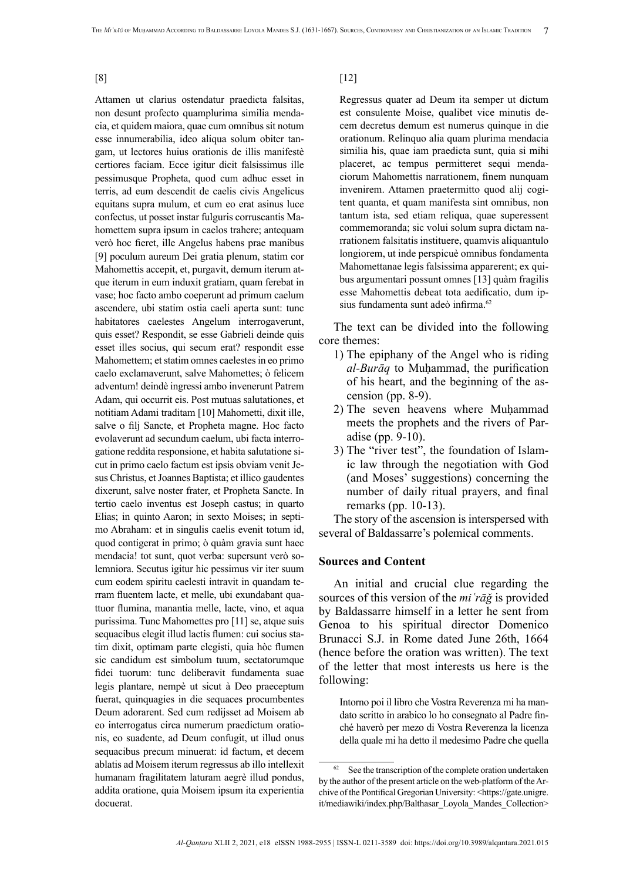[8]

Attamen ut clarius ostendatur praedicta falsitas, non desunt profecto quamplurima similia mendacia, et quidem maiora, quae cum omnibus sit notum esse innumerabilia, ideo aliqua solum obiter tangam, ut lectores huius orationis de illis manifestè certiores faciam. Ecce igitur dicit falsissimus ille pessimusque Propheta, quod cum adhuc esset in terris, ad eum descendit de caelis civis Angelicus equitans supra mulum, et cum eo erat asinus luce confectus, ut posset instar fulguris corruscantis Mahomettem supra ipsum in caelos trahere; antequam verò hoc fieret, ille Angelus habens prae manibus [9] poculum aureum Dei gratia plenum, statim cor Mahomettis accepit, et, purgavit, demum iterum atque iterum in eum induxit gratiam, quam ferebat in vase; hoc facto ambo coeperunt ad primum caelum ascendere, ubi statim ostia caeli aperta sunt: tunc habitatores caelestes Angelum interrogaverunt, quis esset? Respondit, se esse Gabrieli deinde quis esset illes socius, qui secum erat? respondit esse Mahomettem; et statim omnes caelestes in eo primo caelo exclamaverunt, salve Mahomettes; ò felicem adventum! deindè ingressi ambo invenerunt Patrem Adam, qui occurrit eis. Post mutuas salutationes, et notitiam Adami traditam [10] Mahometti, dixit ille, salve o filj Sancte, et Propheta magne. Hoc facto evolaverunt ad secundum caelum, ubi facta interrogatione reddita responsione, et habita salutatione sicut in primo caelo factum est ipsis obviam venit Jesus Christus, et Joannes Baptista; et illico gaudentes dixerunt, salve noster frater, et Propheta Sancte. In tertio caelo inventus est Joseph castus; in quarto Elias; in quinto Aaron; in sexto Moises; in septimo Abraham: et in singulis caelis evenit totum id, quod contigerat in primo; ò quàm gravia sunt haec mendacia! tot sunt, quot verba: supersunt verò solemniora. Secutus igitur hic pessimus vir iter suum cum eodem spiritu caelesti intravit in quandam terram fluentem lacte, et melle, ubi exundabant quattuor flumina, manantia melle, lacte, vino, et aqua purissima. Tunc Mahomettes pro [11] se, atque suis sequacibus elegit illud lactis flumen: cui socius statim dixit, optimam parte elegisti, quia hòc flumen sic candidum est simbolum tuum, sectatorumque fidei tuorum: tunc deliberavit fundamenta suae legis plantare, nempè ut sicut à Deo praeceptum fuerat, quinquagies in die sequaces procumbentes Deum adorarent. Sed cum redijsset ad Moisem ab eo interrogatus circa numerum praedictum orationis, eo suadente, ad Deum confugit, ut illud onus sequacibus precum minuerat: id factum, et decem ablatis ad Moisem iterum regressus ab illo intellexit humanam fragilitatem laturam aegrè illud pondus, addita oratione, quia Moisem ipsum ita experientia docuerat.

[12]

> Regressus quater ad Deum ita semper ut dictum est consulente Moise, qualibet vice minutis decem decretus demum est numerus quinque in die orationum. Relinquo alia quam plurima mendacia similia his, quae iam praedicta sunt, quia si mihi placeret, ac tempus permitteret sequi mendaciorum Mahomettis narrationem, finem nunquam invenirem. Attamen praetermitto quod alij cogitent quanta, et quam manifesta sint omnibus, non tantum ista, sed etiam reliqua, quae superessent commemoranda; sic volui solum supra dictam narrationem falsitatis instituere, quamvis aliquantulo longiorem, ut inde perspicuè omnibus fundamenta Mahomettanae legis falsissima apparerent; ex quibus argumentari possunt omnes [13] quàm fragilis esse Mahomettis debeat tota aedificatio, dum ipsius fundamenta sunt adeò infirma.[62]

The text can be divided into the following core themes:

1) The epiphany of the Angel who is riding *al-Burāq* to Muḥammad, the purification of his heart, and the beginning of the ascension (pp. 8-9).
2) The seven heavens where Muḥammad meets the prophets and the rivers of Paradise (pp. 9-10).
3) The "river test", the foundation of Islamic law through the negotiation with God (and Moses' suggestions) concerning the number of daily ritual prayers, and final remarks (pp. 10-13).

The story of the ascension is interspersed with several of Baldassarre's polemical comments.

## Sources and Content

An initial and crucial clue regarding the sources of this version of the *miʿrāğ* is provided by Baldassarre himself in a letter he sent from Genoa to his spiritual director Domenico Brunacci S.J. in Rome dated June 26th, 1664 (hence before the oration was written). The text of the letter that most interests us here is the following:

> Intorno poi il libro che Vostra Reverenza mi ha mandato scritto in arabico lo ho consegnato al Padre finché haverò per mezo di Vostra Reverenza la licenza della quale mi ha detto il medesimo Padre che quella

[62] See the transcription of the complete oration undertaken by the author of the present article on the web-platform of the Archive of the Pontifical Gregorian University: <https://gate.unigre.it/mediawiki/index.php/Balthasar_Loyola_Mandes_Collection>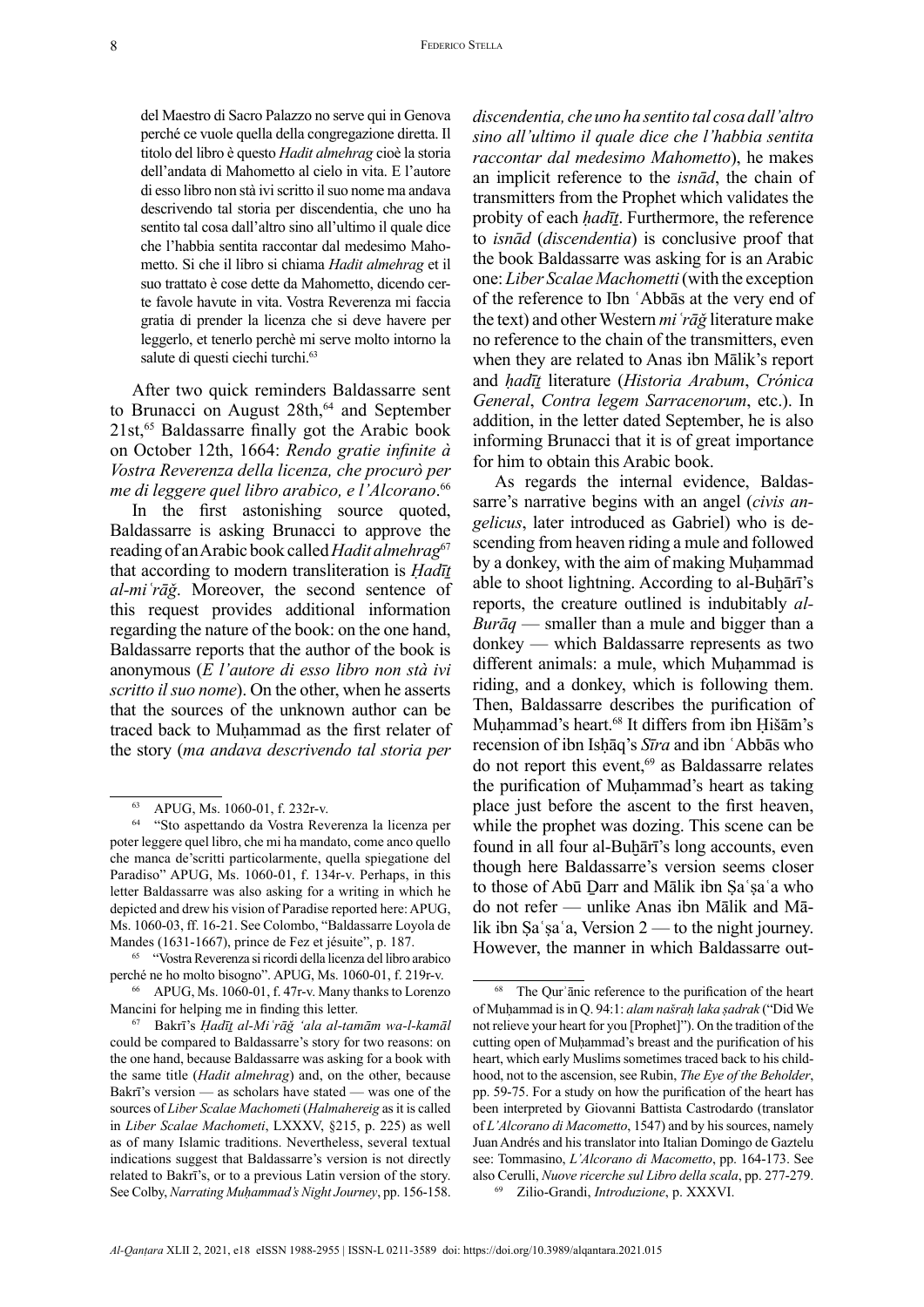del Maestro di Sacro Palazzo no serve qui in Genova perché ce vuole quella della congregazione diretta. Il titolo del libro è questo *Hadit almehrag* cioè la storia dell'andata di Mahometto al cielo in vita. E l'autore di esso libro non stà ivi scritto il suo nome ma andava descrivendo tal storia per discendentia, che uno ha sentito tal cosa dall'altro sino all'ultimo il quale dice che l'habbia sentita raccontar dal medesimo Mahometto. Si che il libro si chiama *Hadit almehrag* et il suo trattato è cose dette da Mahometto, dicendo certe favole havute in vita. Vostra Reverenza mi faccia gratia di prender la licenza che si deve havere per leggerlo, et tenerlo perchè mi serve molto intorno la salute di questi ciechi turchi.[63]

After two quick reminders Baldassarre sent to Brunacci on August 28th,[64] and September 21st,[65] Baldassarre finally got the Arabic book on October 12th, 1664: *Rendo gratie infinite à Vostra Reverenza della licenza, che procurò per me di leggere quel libro arabico, e l'Alcorano*.[66]

In the first astonishing source quoted, Baldassarre is asking Brunacci to approve the reading of an Arabic book called *Hadit almehrag*[67] that according to modern transliteration is *Ḥadīṯ al-miʿrāǧ*. Moreover, the second sentence of this request provides additional information regarding the nature of the book: on the one hand, Baldassarre reports that the author of the book is anonymous (*E l'autore di esso libro non stà ivi scritto il suo nome*). On the other, when he asserts that the sources of the unknown author can be traced back to Muḥammad as the first relater of the story (*ma andava descrivendo tal storia per discendentia, che uno ha sentito tal cosa dall'altro sino all'ultimo il quale dice che l'habbia sentita raccontar dal medesimo Mahometto*), he makes an implicit reference to the *isnād*, the chain of transmitters from the Prophet which validates the probity of each *ḥadīṯ*. Furthermore, the reference to *isnād* (*discendentia*) is conclusive proof that the book Baldassarre was asking for is an Arabic one: *Liber Scalae Machometti* (with the exception of the reference to Ibn ʿAbbās at the very end of the text) and other Western *miʿrāǧ* literature make no reference to the chain of the transmitters, even when they are related to Anas ibn Mālik's report and *ḥadīṯ* literature (*Historia Arabum*, *Crónica General*, *Contra legem Sarracenorum*, etc.). In addition, in the letter dated September, he is also informing Brunacci that it is of great importance for him to obtain this Arabic book.

As regards the internal evidence, Baldassarre's narrative begins with an angel (*civis angelicus*, later introduced as Gabriel) who is descending from heaven riding a mule and followed by a donkey, with the aim of making Muḥammad able to shoot lightning. According to al-Buḫārī's reports, the creature outlined is indubitably *al-Burāq* — smaller than a mule and bigger than a donkey — which Baldassarre represents as two different animals: a mule, which Muḥammad is riding, and a donkey, which is following them. Then, Baldassarre describes the purification of Muḥammad's heart.[68] It differs from ibn Ḥišām's recension of ibn Isḥāq's *Sīra* and ibn ʿAbbās who do not report this event,[69] as Baldassarre relates the purification of Muḥammad's heart as taking place just before the ascent to the first heaven, while the prophet was dozing. This scene can be found in all four al-Buḫārī's long accounts, even though here Baldassarre's version seems closer to those of Abū Ḏarr and Mālik ibn Ṣaʿṣaʿa who do not refer — unlike Anas ibn Mālik and Mālik ibn Ṣaʿṣaʿa, Version 2 — to the night journey. However, the manner in which Baldassarre out-

---

[63] APUG, Ms. 1060-01, f. 232r-v.

[64] "Sto aspettando da Vostra Reverenza la licenza per poter leggere quel libro, che mi ha mandato, come anco quello che manca de'scritti particolarmente, quella spiegatione del Paradiso" APUG, Ms. 1060-01, f. 134r-v. Perhaps, in this letter Baldassarre was also asking for a writing in which he depicted and drew his vision of Paradise reported here: APUG, Ms. 1060-03, ff. 16-21. See Colombo, "Baldassarre Loyola de Mandes (1631-1667), prince de Fez et jésuite", p. 187.

[65] "Vostra Reverenza si ricordi della licenza del libro arabico perché ne ho molto bisogno". APUG, Ms. 1060-01, f. 219r-v.

[66] APUG, Ms. 1060-01, f. 47r-v. Many thanks to Lorenzo Mancini for helping me in finding this letter.

[67] Bakrī's *Ḥadīṯ al-Miʿrāǧ ʻala al-tamām wa-l-kamāl* could be compared to Baldassarre's story for two reasons: on the one hand, because Baldassarre was asking for a book with the same title (*Hadit almehrag*) and, on the other, because Bakrī's version — as scholars have stated — was one of the sources of *Liber Scalae Machometi* (*Halmahereig* as it is called in *Liber Scalae Machometi*, LXXXV, §215, p. 225) as well as of many Islamic traditions. Nevertheless, several textual indications suggest that Baldassarre's version is not directly related to Bakrī's, or to a previous Latin version of the story. See Colby, *Narrating Muḥammad's Night Journey*, pp. 156-158.

[68] The Qurʾānic reference to the purification of the heart of Muḥammad is in Q. 94:1: *alam našraḥ laka ṣadrak* ("Did We not relieve your heart for you [Prophet]"). On the tradition of the cutting open of Muḥammad's breast and the purification of his heart, which early Muslims sometimes traced back to his childhood, not to the ascension, see Rubin, *The Eye of the Beholder*, pp. 59-75. For a study on how the purification of the heart has been interpreted by Giovanni Battista Castrodardo (translator of *L'Alcorano di Macometto*, 1547) and by his sources, namely Juan Andrés and his translator into Italian Domingo de Gaztelu see: Tommasino, *L'Alcorano di Macometto*, pp. 164-173. See also Cerulli, *Nuove ricerche sul Libro della scala*, pp. 277-279.

[69] Zilio-Grandi, *Introduzione*, p. XXXVI.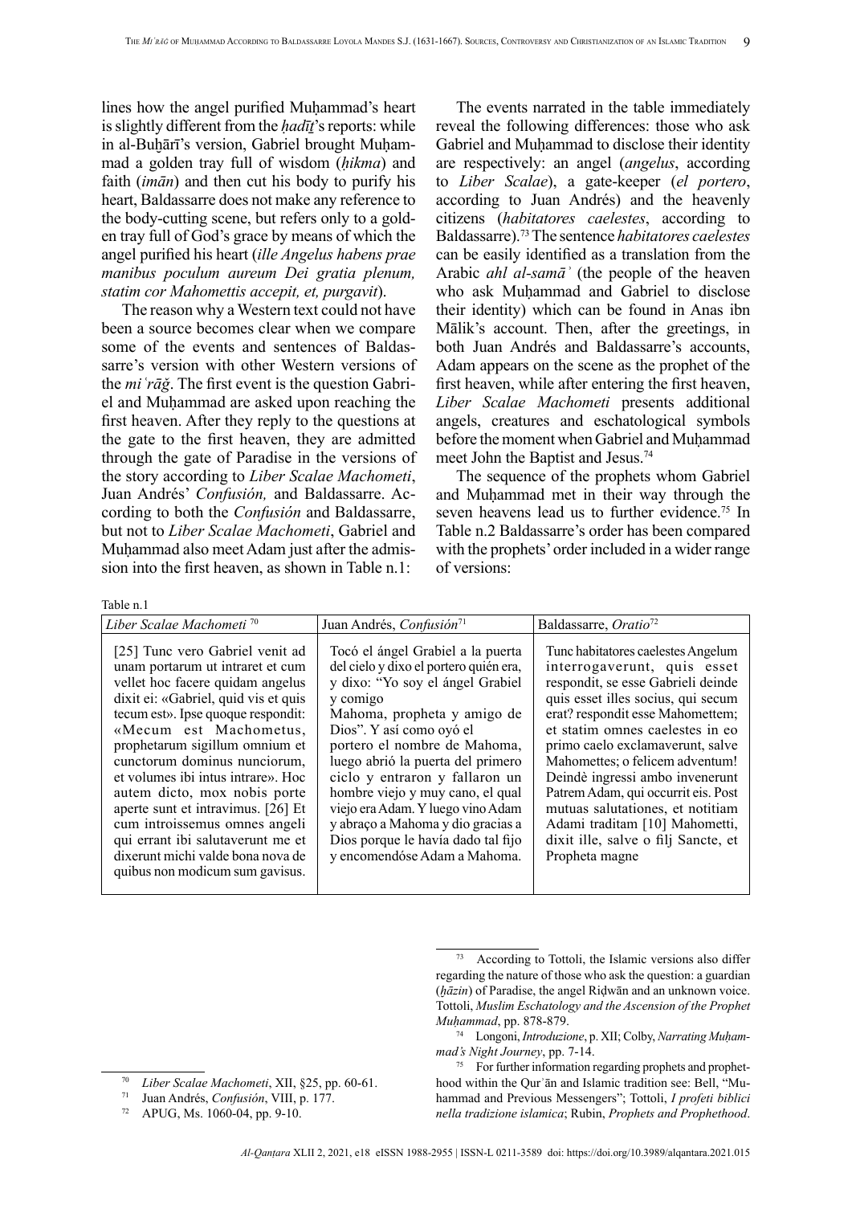lines how the angel purified Muḥammad's heart is slightly different from the *ḥadīṯ*'s reports: while in al-Buḫārī's version, Gabriel brought Muḥammad a golden tray full of wisdom (*ḥikma*) and faith (*imān*) and then cut his body to purify his heart, Baldassarre does not make any reference to the body-cutting scene, but refers only to a golden tray full of God's grace by means of which the angel purified his heart (*ille Angelus habens prae manibus poculum aureum Dei gratia plenum, statim cor Mahomettis accepit, et, purgavit*).

The reason why a Western text could not have been a source becomes clear when we compare some of the events and sentences of Baldassarre's version with other Western versions of the *miʿrāǧ*. The first event is the question Gabriel and Muḥammad are asked upon reaching the first heaven. After they reply to the questions at the gate to the first heaven, they are admitted through the gate of Paradise in the versions of the story according to *Liber Scalae Machometi*, Juan Andrés' *Confusión,* and Baldassarre. According to both the *Confusión* and Baldassarre, but not to *Liber Scalae Machometi*, Gabriel and Muḥammad also meet Adam just after the admission into the first heaven, as shown in Table n.1:

The events narrated in the table immediately reveal the following differences: those who ask Gabriel and Muḥammad to disclose their identity are respectively: an angel (*angelus*, according to *Liber Scalae*), a gate-keeper (*el portero*, according to Juan Andrés) and the heavenly citizens (*habitatores caelestes*, according to Baldassarre).[73] The sentence *habitatores caelestes* can be easily identified as a translation from the Arabic *ahl al-samāʾ* (the people of the heaven who ask Muḥammad and Gabriel to disclose their identity) which can be found in Anas ibn Mālik's account. Then, after the greetings, in both Juan Andrés and Baldassarre's accounts, Adam appears on the scene as the prophet of the first heaven, while after entering the first heaven, *Liber Scalae Machometi* presents additional angels, creatures and eschatological symbols before the moment when Gabriel and Muḥammad meet John the Baptist and Jesus.[74]

The sequence of the prophets whom Gabriel and Muḥammad met in their way through the seven heavens lead us to further evidence.[75] In Table n.2 Baldassarre's order has been compared with the prophets' order included in a wider range of versions:

Table n.1

| *Liber Scalae Machometi* [70] | Juan Andrés, *Confusión*[71] | Baldassarre, *Oratio*[72] |
|---|---|---|
| [25] Tunc vero Gabriel venit ad unam portarum ut intraret et cum vellet hoc facere quidam angelus dixit ei: «Gabriel, quid vis et quis tecum est». Ipse quoque respondit: «Mecum est Machometus, prophetarum sigillum omnium et cunctorum dominus nunciorum, et volumes ibi intus intrare». Hoc autem dicto, mox nobis porte aperte sunt et intravimus. [26] Et cum introissemus omnes angeli qui errant ibi salutaverunt me et dixerunt michi valde bona nova de quibus non modicum sum gavisus. | Tocó el ángel Grabiel a la puerta del cielo y dixo el portero quién era, y dixo: "Yo soy el ángel Grabiel y comigo Mahoma, propheta y amigo de Dios". Y así como oyó el portero el nombre de Mahoma, luego abrió la puerta del primero ciclo y entraron y fallaron un hombre viejo y muy cano, el qual viejo era Adam. Y luego vino Adam y abraço a Mahoma y dio gracias a Dios porque le havía dado tal fijo y encomendóse Adam a Mahoma. | Tunc habitatores caelestes Angelum interrogaverunt, quis esset respondit, se esse Gabrieli deinde quis esset illes socius, qui secum erat? respondit esse Mahomettem; et statim omnes caelestes in eo primo caelo exclamaverunt, salve Mahomettes; o felicem adventum! Deindè ingressi ambo invenerunt Patrem Adam, qui occurrit eis. Post mutuas salutationes, et notitiam Adami traditam [10] Mahometti, dixit ille, salve o filj Sancte, et Propheta magne |

[70] *Liber Scalae Machometi*, XII, §25, pp. 60-61.

[71] Juan Andrés, *Confusión*, VIII, p. 177.

[72] APUG, Ms. 1060-04, pp. 9-10.

[73] According to Tottoli, the Islamic versions also differ regarding the nature of those who ask the question: a guardian (*ḫāzin*) of Paradise, the angel Riḍwān and an unknown voice. Tottoli, *Muslim Eschatology and the Ascension of the Prophet Muḥammad*, pp. 878-879.

[74] Longoni, *Introduzione*, p. XII; Colby, *Narrating Muḥammad's Night Journey*, pp. 7-14.

[75] For further information regarding prophets and prophethood within the Qurʾān and Islamic tradition see: Bell, "Muhammad and Previous Messengers"; Tottoli, *I profeti biblici nella tradizione islamica*; Rubin, *Prophets and Prophethood*.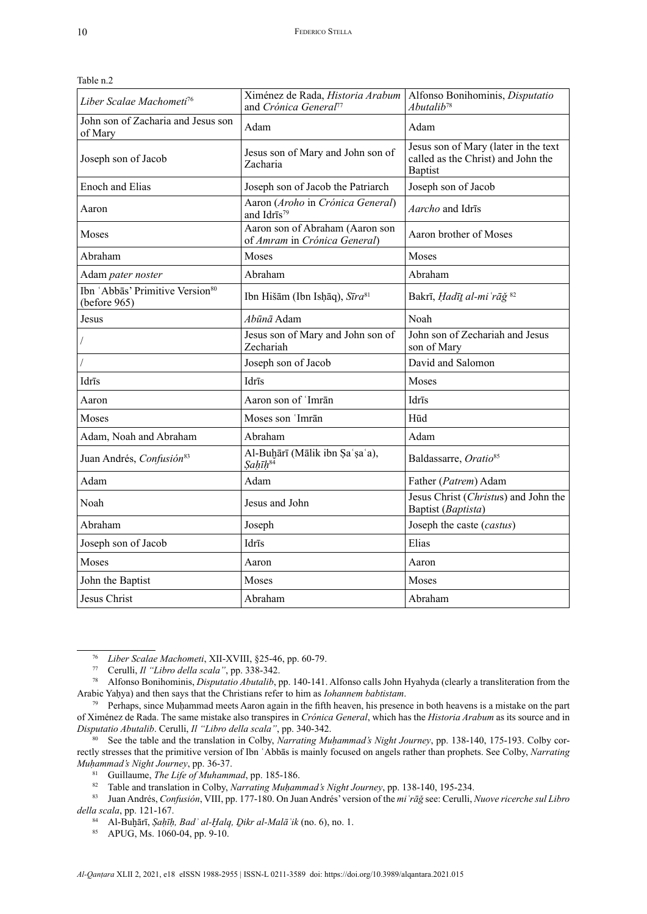Table n.2

| *Liber Scalae Machometi*[76] | Ximénez de Rada, *Historia Arabum* and *Crónica General*[77] | Alfonso Bonihominis, *Disputatio Abutalib*[78] |
|---|---|---|
| John son of Zacharia and Jesus son of Mary | Adam | Adam |
| Joseph son of Jacob | Jesus son of Mary and John son of Zacharia | Jesus son of Mary (later in the text called as the Christ) and John the Baptist |
| Enoch and Elias | Joseph son of Jacob the Patriarch | Joseph son of Jacob |
| Aaron | Aaron (*Aroho* in *Crónica General*) and Idrīs[79] | *Aarcho* and Idrīs |
| Moses | Aaron son of Abraham (Aaron son of *Amram* in *Crónica General*) | Aaron brother of Moses |
| Abraham | Moses | Moses |
| Adam *pater noster* | Abraham | Abraham |
| Ibn ʿAbbās' Primitive Version[80] (before 965) | Ibn Hišām (Ibn Isḥāq), *Sīra*[81] | Bakrī, *Ḥadīṯ al-miʿrāǧ*[82] |
| Jesus | *Abūnā* Adam | Noah |
| / | Jesus son of Mary and John son of Zechariah | John son of Zechariah and Jesus son of Mary |
| / | Joseph son of Jacob | David and Salomon |
| Idrīs | Idrīs | Moses |
| Aaron | Aaron son of ʿImrān | Idrīs |
| Moses | Moses son ʿImrān | Hūd |
| Adam, Noah and Abraham | Abraham | Adam |
| Juan Andrés, *Confusión*[83] | Al-Buḫārī (Mālik ibn Ṣaʿṣaʿa), *Ṣaḥīḥ*[84] | Baldassarre, *Oratio*[85] |
| Adam | Adam | Father (*Patrem*) Adam |
| Noah | Jesus and John | Jesus Christ (*Christus*) and John the Baptist (*Baptista*) |
| Abraham | Joseph | Joseph the caste (*castus*) |
| Joseph son of Jacob | Idrīs | Elias |
| Moses | Aaron | Aaron |
| John the Baptist | Moses | Moses |
| Jesus Christ | Abraham | Abraham |

[76] *Liber Scalae Machometi*, XII-XVIII, §25-46, pp. 60-79.

[77] Cerulli, *Il "Libro della scala"*, pp. 338-342.

[78] Alfonso Bonihominis, *Disputatio Abutalib*, pp. 140-141. Alfonso calls John Hyahyda (clearly a transliteration from the Arabic Yaḥya) and then says that the Christians refer to him as *Iohannem babtistam*.

[79] Perhaps, since Muḥammad meets Aaron again in the fifth heaven, his presence in both heavens is a mistake on the part of Ximénez de Rada. The same mistake also transpires in *Crónica General*, which has the *Historia Arabum* as its source and in *Disputatio Abutalib*. Cerulli, *Il "Libro della scala"*, pp. 340-342.

[80] See the table and the translation in Colby, *Narrating Muḥammad's Night Journey*, pp. 138-140, 175-193. Colby correctly stresses that the primitive version of Ibn ʿAbbās is mainly focused on angels rather than prophets. See Colby, *Narrating Muḥammad's Night Journey*, pp. 36-37.

[81] Guillaume, *The Life of Muhammad*, pp. 185-186.

[82] Table and translation in Colby, *Narrating Muḥammad's Night Journey*, pp. 138-140, 195-234.

[83] Juan Andrés, *Confusión*, VIII, pp. 177-180. On Juan Andrés' version of the *miʿrāǧ* see: Cerulli, *Nuove ricerche sul Libro della scala*, pp. 121-167.

[84] Al-Buḫārī, *Ṣaḥīḥ, Badʾ al-Ḫalq, Ḏikr al-Malāʾik* (no. 6), no. 1.

[85] APUG, Ms. 1060-04, pp. 9-10.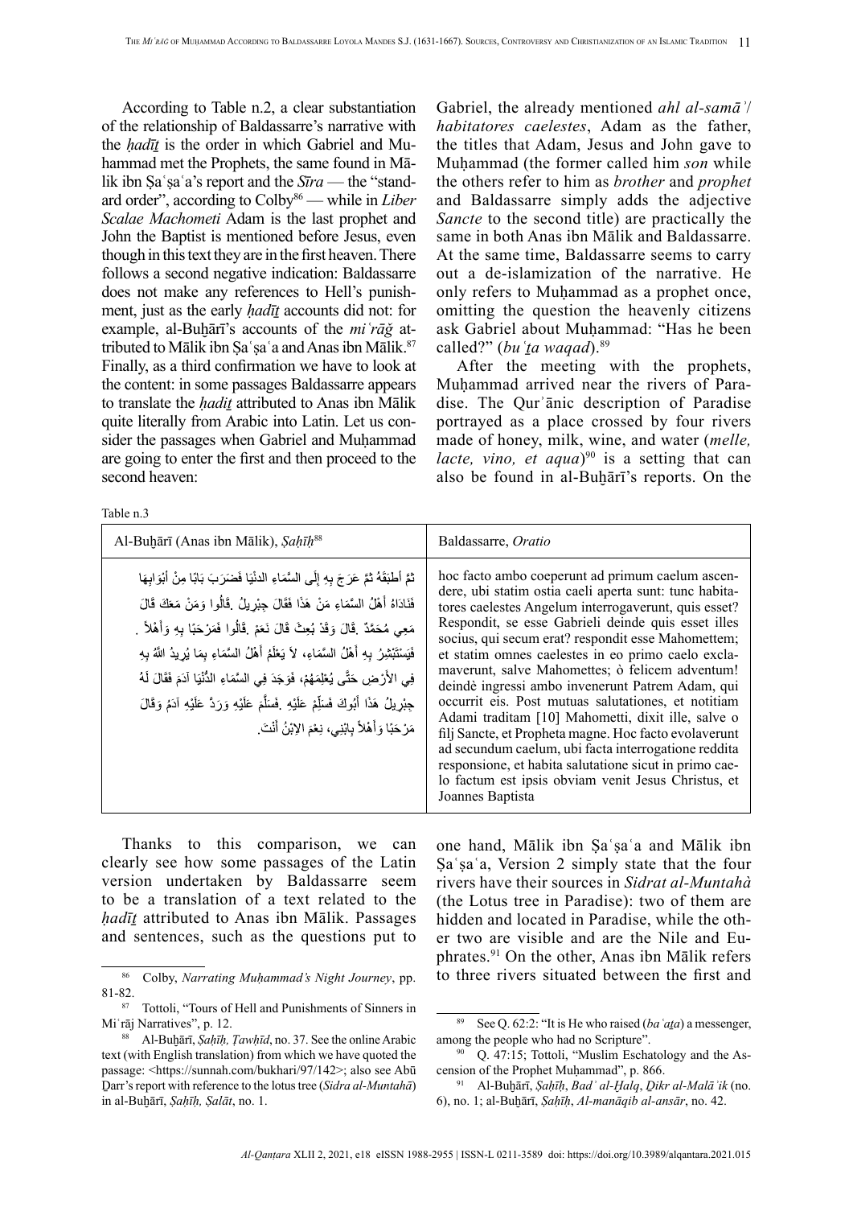According to Table n.2, a clear substantiation of the relationship of Baldassarre's narrative with the *ḥadīṯ* is the order in which Gabriel and Muḥammad met the Prophets, the same found in Mālik ibn Ṣaʿṣaʿa's report and the *Sīra* — the "standard order", according to Colby[86] — while in *Liber Scalae Machometi* Adam is the last prophet and John the Baptist is mentioned before Jesus, even though in this text they are in the first heaven. There follows a second negative indication: Baldassarre does not make any references to Hell's punishment, just as the early *ḥadīṯ* accounts did not: for example, al-Buḫārī's accounts of the *miʿrāǧ* attributed to Mālik ibn Ṣaʿṣaʿa and Anas ibn Mālik.[87] Finally, as a third confirmation we have to look at the content: in some passages Baldassarre appears to translate the *ḥadiṯ* attributed to Anas ibn Mālik quite literally from Arabic into Latin. Let us consider the passages when Gabriel and Muḥammad are going to enter the first and then proceed to the second heaven:

Table n.3

| Al-Buḫārī (Anas ibn Mālik), *Ṣaḥīḥ*[88] | Baldassarre, *Oratio* |
|---|---|
| ثُمَّ أطبَقَهُ ثُمَّ عَرَجَ بِهِ إِلَى السَّمَاءِ الدنْيَا فَضَرَبَ بَابًا مِنْ أبْوَابِهَا فَنَادَاهُ أَهْلُ السَّمَاءِ مَنْ هَذَا فَقَالَ جِبْرِيلُ .قَالُوا وَمَنْ مَعَكَ قَالَ مَعِي مُحَمَّدٌ .قَالَ وَقَدْ بُعِثَ قَالَ نَعَمْ .قَالُوا فَمَرْحَبًا بِهِ وَأَهْلاً . فَيَسْتَبْشِرُ بِهِ أَهْلُ السَّمَاءِ، لاَ يَعْلَمُ أَهْلُ السَّمَاءِ بِمَا يُرِيدُ اللَّهُ بِهِ فِي الأَرْضِ حَتَّى يُعْلِمَهُمْ، فَوَجَدَ فِي السَّمَاءِ الدُّنْيَا آدَمَ فَقَالَ لَهُ جِبْرِيلُ هَذَا أَبُوكَ فَسَلِّمْ عَلَيْهِ .فَسَلَّمَ عَلَيْهِ وَرَدَّ عَلَيْهِ آدَمُ وَقَالَ مَرْحَبًا وَأَهْلاً بِابْنِي، نِعْمَ الابْنُ أَنْتَ. | hoc facto ambo coeperunt ad primum caelum ascendere, ubi statim ostia caeli aperta sunt: tunc habitatores caelestes Angelum interrogaverunt, quis esset? Respondit, se esse Gabrieli deinde quis esset illes socius, qui secum erat? respondit esse Mahomettem; et statim omnes caelestes in eo primo caelo exclamaverunt, salve Mahomettes; ò felicem adventum! deindè ingressi ambo invenerunt Patrem Adam, qui occurrit eis. Post mutuas salutationes, et notitiam Adami traditam [10] Mahometti, dixit ille, salve o filj Sancte, et Propheta magne. Hoc facto evolaverunt ad secundum caelum, ubi facta interrogatione reddita responsione, et habita salutatione sicut in primo caelo factum est ipsis obviam venit Jesus Christus, et Joannes Baptista |

Thanks to this comparison, we can clearly see how some passages of the Latin version undertaken by Baldassarre seem to be a translation of a text related to the *ḥadīṯ* attributed to Anas ibn Mālik. Passages and sentences, such as the questions put to Gabriel, the already mentioned *ahl al-samāʾ*/ *habitatores caelestes*, Adam as the father, the titles that Adam, Jesus and John gave to Muḥammad (the former called him *son* while the others refer to him as *brother* and *prophet* and Baldassarre simply adds the adjective *Sancte* to the second title) are practically the same in both Anas ibn Mālik and Baldassarre. At the same time, Baldassarre seems to carry out a de-islamization of the narrative. He only refers to Muḥammad as a prophet once, omitting the question the heavenly citizens ask Gabriel about Muḥammad: "Has he been called?" (*buʿṯa waqad*).[89]

After the meeting with the prophets, Muḥammad arrived near the rivers of Paradise. The Qurʾānic description of Paradise portrayed as a place crossed by four rivers made of honey, milk, wine, and water (*melle, lacte, vino, et aqua*)[90] is a setting that can also be found in al-Buḫārī's reports. On the one hand, Mālik ibn Ṣaʿṣaʿa and Mālik ibn Ṣaʿṣaʿa, Version 2 simply state that the four rivers have their sources in *Sidrat al-Muntahà* (the Lotus tree in Paradise): two of them are hidden and located in Paradise, while the other two are visible and are the Nile and Euphrates.[91] On the other, Anas ibn Mālik refers to three rivers situated between the first and

---

[86] Colby, *Narrating Muḥammad's Night Journey*, pp. 81-82.

[87] Tottoli, "Tours of Hell and Punishments of Sinners in Miʿrāj Narratives", p. 12.

[88] Al-Buḫārī, *Ṣaḥīḥ, Ṭawḥīd*, no. 37. See the online Arabic text (with English translation) from which we have quoted the passage: <https://sunnah.com/bukhari/97/142>; also see Abū Ḏarr's report with reference to the lotus tree (*Sidra al-Muntahā*) in al-Buḫārī, *Ṣaḥīḥ, Ṣalāt*, no. 1.

[89] See Q. 62:2: "It is He who raised (*baʿaṯa*) a messenger, among the people who had no Scripture".

[90] Q. 47:15; Tottoli, "Muslim Eschatology and the Ascension of the Prophet Muḥammad", p. 866.

[91] Al-Buḫārī, *Ṣaḥīḥ*, *Badʾ al-Ḫalq*, *Ḏikr al-Malāʾik* (no. 6), no. 1; al-Buḫārī, *Ṣaḥīḥ*, *Al-manāqib al-ansār*, no. 42.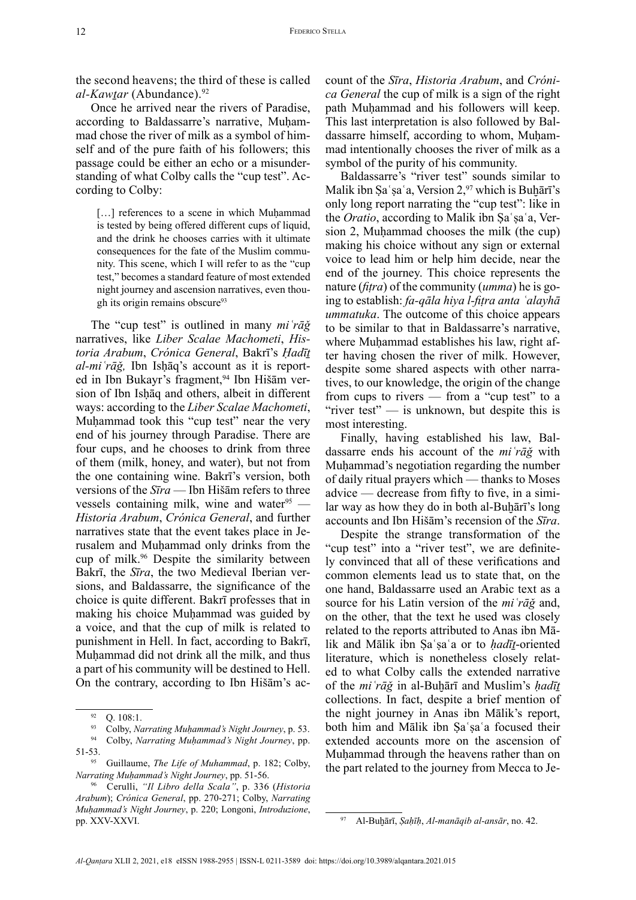the second heavens; the third of these is called *al-Kawṯar* (Abundance).[92]

Once he arrived near the rivers of Paradise, according to Baldassarre's narrative, Muḥammad chose the river of milk as a symbol of himself and of the pure faith of his followers; this passage could be either an echo or a misunderstanding of what Colby calls the "cup test". According to Colby:

> […] references to a scene in which Muḥammad is tested by being offered different cups of liquid, and the drink he chooses carries with it ultimate consequences for the fate of the Muslim community. This scene, which I will refer to as the "cup test," becomes a standard feature of most extended night journey and ascension narratives, even though its origin remains obscure[93]

The "cup test" is outlined in many *miʿrāǧ* narratives, like *Liber Scalae Machometi*, *Historia Arabum*, *Crónica General*, Bakrī's *Ḥadīṯ al-miʿrāǧ,* Ibn Isḥāq's account as it is reported in Ibn Bukayr's fragment,[94] Ibn Hišām version of Ibn Isḥāq and others, albeit in different ways: according to the *Liber Scalae Machometi*, Muḥammad took this "cup test" near the very end of his journey through Paradise. There are four cups, and he chooses to drink from three of them (milk, honey, and water), but not from the one containing wine. Bakrī's version, both versions of the *Sīra* — Ibn Hišām refers to three vessels containing milk, wine and water[95] — *Historia Arabum*, *Crónica General*, and further narratives state that the event takes place in Jerusalem and Muḥammad only drinks from the cup of milk.[96] Despite the similarity between Bakrī, the *Sīra*, the two Medieval Iberian versions, and Baldassarre, the significance of the choice is quite different. Bakrī professes that in making his choice Muḥammad was guided by a voice, and that the cup of milk is related to punishment in Hell. In fact, according to Bakrī, Muḥammad did not drink all the milk, and thus a part of his community will be destined to Hell. On the contrary, according to Ibn Hišām's account of the *Sīra*, *Historia Arabum*, and *Crónica General* the cup of milk is a sign of the right path Muḥammad and his followers will keep. This last interpretation is also followed by Baldassarre himself, according to whom, Muḥammad intentionally chooses the river of milk as a symbol of the purity of his community.

Baldassarre's "river test" sounds similar to Malik ibn Ṣaʿṣaʿa, Version 2,[97] which is Buḫārī's only long report narrating the "cup test": like in the *Oratio*, according to Malik ibn Ṣaʿṣaʿa, Version 2, Muḥammad chooses the milk (the cup) making his choice without any sign or external voice to lead him or help him decide, near the end of the journey. This choice represents the nature (*fiṭra*) of the community (*umma*) he is going to establish: *fa-qāla hiya l-fiṭra anta ʿalayhā ummatuka*. The outcome of this choice appears to be similar to that in Baldassarre's narrative, where Muḥammad establishes his law, right after having chosen the river of milk. However, despite some shared aspects with other narratives, to our knowledge, the origin of the change from cups to rivers — from a "cup test" to a "river test" — is unknown, but despite this is most interesting.

Finally, having established his law, Baldassarre ends his account of the *miʿrāǧ* with Muḥammad's negotiation regarding the number of daily ritual prayers which — thanks to Moses advice — decrease from fifty to five, in a similar way as how they do in both al-Buḫārī's long accounts and Ibn Hišām's recension of the *Sīra*.

Despite the strange transformation of the "cup test" into a "river test", we are definitely convinced that all of these verifications and common elements lead us to state that, on the one hand, Baldassarre used an Arabic text as a source for his Latin version of the *miʿrāǧ* and, on the other, that the text he used was closely related to the reports attributed to Anas ibn Mālik and Mālik ibn Ṣaʿṣaʿa or to *ḥadīṯ*-oriented literature, which is nonetheless closely related to what Colby calls the extended narrative of the *miʿrāǧ* in al-Buḫārī and Muslim's *ḥadīṯ* collections. In fact, despite a brief mention of the night journey in Anas ibn Mālik's report, both him and Mālik ibn Ṣaʿṣaʿa focused their extended accounts more on the ascension of Muḥammad through the heavens rather than on the part related to the journey from Mecca to Je-

---

[92] Q. 108:1.

[93] Colby, *Narrating Muḥammad's Night Journey*, p. 53.

[94] Colby, *Narrating Muḥammad's Night Journey*, pp. 51-53.

[95] Guillaume, *The Life of Muhammad*, p. 182; Colby, *Narrating Muḥammad's Night Journey*, pp. 51-56.

[96] Cerulli, *"Il Libro della Scala"*, p. 336 (*Historia Arabum*); *Crónica General*, pp. 270-271; Colby, *Narrating Muḥammad's Night Journey*, p. 220; Longoni, *Introduzione*, pp. XXV-XXVI.

[97] Al-Buḫārī, *Ṣaḥīḥ*, *Al-manāqib al-ansār*, no. 42.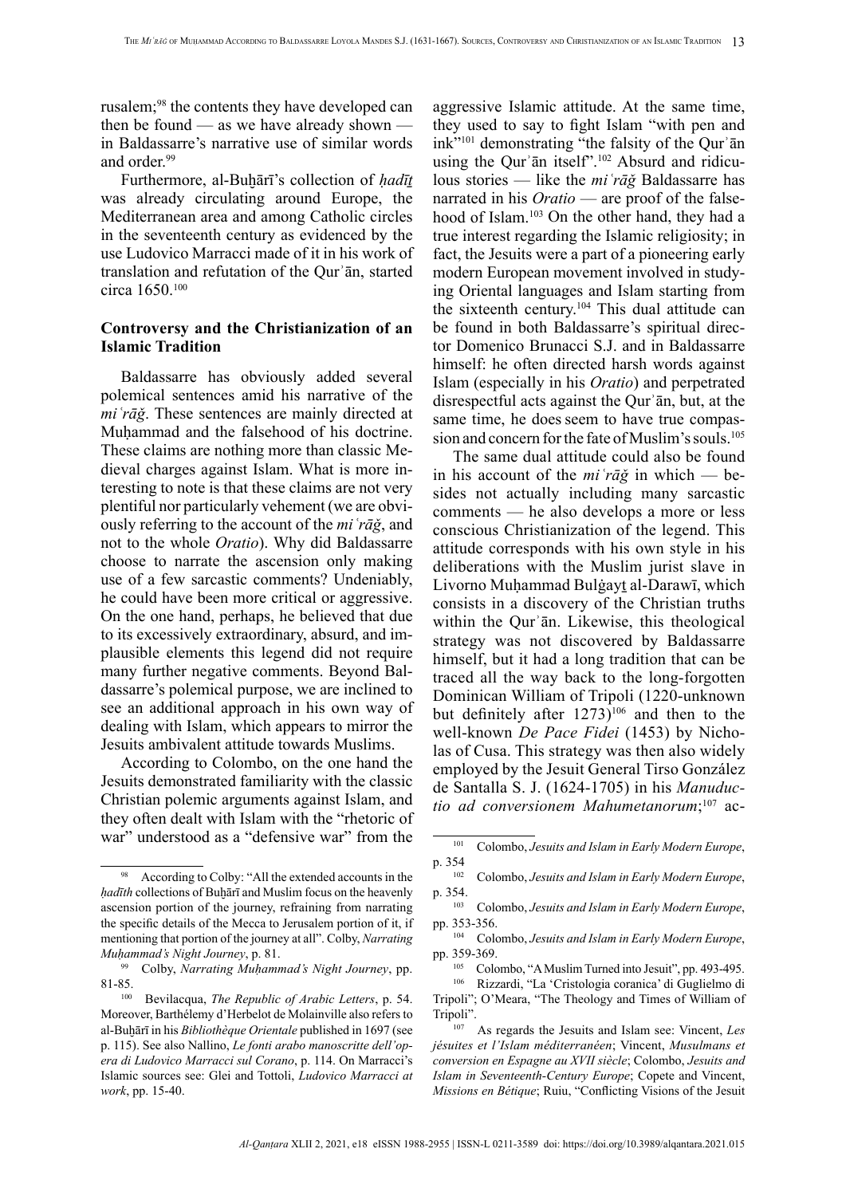rusalem;[98] the contents they have developed can then be found — as we have already shown — in Baldassarre's narrative use of similar words and order.[99]

Furthermore, al-Buḫārī's collection of *ḥadīṯ* was already circulating around Europe, the Mediterranean area and among Catholic circles in the seventeenth century as evidenced by the use Ludovico Marracci made of it in his work of translation and refutation of the Qurʾān, started circa 1650.[100]

## Controversy and the Christianization of an Islamic Tradition

Baldassarre has obviously added several polemical sentences amid his narrative of the *miʿrāǧ*. These sentences are mainly directed at Muḥammad and the falsehood of his doctrine. These claims are nothing more than classic Medieval charges against Islam. What is more interesting to note is that these claims are not very plentiful nor particularly vehement (we are obviously referring to the account of the *miʿrāǧ*, and not to the whole *Oratio*). Why did Baldassarre choose to narrate the ascension only making use of a few sarcastic comments? Undeniably, he could have been more critical or aggressive. On the one hand, perhaps, he believed that due to its excessively extraordinary, absurd, and implausible elements this legend did not require many further negative comments. Beyond Baldassarre's polemical purpose, we are inclined to see an additional approach in his own way of dealing with Islam, which appears to mirror the Jesuits ambivalent attitude towards Muslims.

According to Colombo, on the one hand the Jesuits demonstrated familiarity with the classic Christian polemic arguments against Islam, and they often dealt with Islam with the "rhetoric of war" understood as a "defensive war" from the aggressive Islamic attitude. At the same time, they used to say to fight Islam "with pen and ink"[101] demonstrating "the falsity of the Qurʾān using the Qurʾān itself".[102] Absurd and ridiculous stories — like the *miʿrāǧ* Baldassarre has narrated in his *Oratio* — are proof of the falsehood of Islam.[103] On the other hand, they had a true interest regarding the Islamic religiosity; in fact, the Jesuits were a part of a pioneering early modern European movement involved in studying Oriental languages and Islam starting from the sixteenth century.[104] This dual attitude can be found in both Baldassarre's spiritual director Domenico Brunacci S.J. and in Baldassarre himself: he often directed harsh words against Islam (especially in his *Oratio*) and perpetrated disrespectful acts against the Qurʾān, but, at the same time, he does seem to have true compassion and concern for the fate of Muslim's souls.[105]

The same dual attitude could also be found in his account of the *miʿrāǧ* in which — besides not actually including many sarcastic comments — he also develops a more or less conscious Christianization of the legend. This attitude corresponds with his own style in his deliberations with the Muslim jurist slave in Livorno Muḥammad Bulġayṯ al-Darawī, which consists in a discovery of the Christian truths within the Qurʾān. Likewise, this theological strategy was not discovered by Baldassarre himself, but it had a long tradition that can be traced all the way back to the long-forgotten Dominican William of Tripoli (1220-unknown but definitely after 1273)[106] and then to the well-known *De Pace Fidei* (1453) by Nicholas of Cusa. This strategy was then also widely employed by the Jesuit General Tirso González de Santalla S. J. (1624-1705) in his *Manuductio ad conversionem Mahumetanorum*;[107] ac-

---

[98] According to Colby: "All the extended accounts in the *ḥadīth* collections of Buḫārī and Muslim focus on the heavenly ascension portion of the journey, refraining from narrating the specific details of the Mecca to Jerusalem portion of it, if mentioning that portion of the journey at all". Colby, *Narrating Muḥammad's Night Journey*, p. 81.

[99] Colby, *Narrating Muḥammad's Night Journey*, pp. 81-85.

[100] Bevilacqua, *The Republic of Arabic Letters*, p. 54. Moreover, Barthélemy d'Herbelot de Molainville also refers to al-Buḫārī in his *Bibliothèque Orientale* published in 1697 (see p. 115). See also Nallino, *Le fonti arabo manoscritte dell'opera di Ludovico Marracci sul Corano*, p. 114. On Marracci's Islamic sources see: Glei and Tottoli, *Ludovico Marracci at work*, pp. 15-40.

[101] Colombo, *Jesuits and Islam in Early Modern Europe*, p. 354

[102] Colombo, *Jesuits and Islam in Early Modern Europe*, p. 354.

[103] Colombo, *Jesuits and Islam in Early Modern Europe*, pp. 353-356.

[104] Colombo, *Jesuits and Islam in Early Modern Europe*, pp. 359-369.

[105] Colombo, "A Muslim Turned into Jesuit", pp. 493-495.

[106] Rizzardi, "La 'Cristologia coranica' di Guglielmo di Tripoli"; O'Meara, "The Theology and Times of William of Tripoli".

[107] As regards the Jesuits and Islam see: Vincent, *Les jésuites et l'Islam méditerranéen*; Vincent, *Musulmans et conversion en Espagne au XVII siècle*; Colombo, *Jesuits and Islam in Seventeenth-Century Europe*; Copete and Vincent, *Missions en Bétique*; Ruiu, "Conflicting Visions of the Jesuit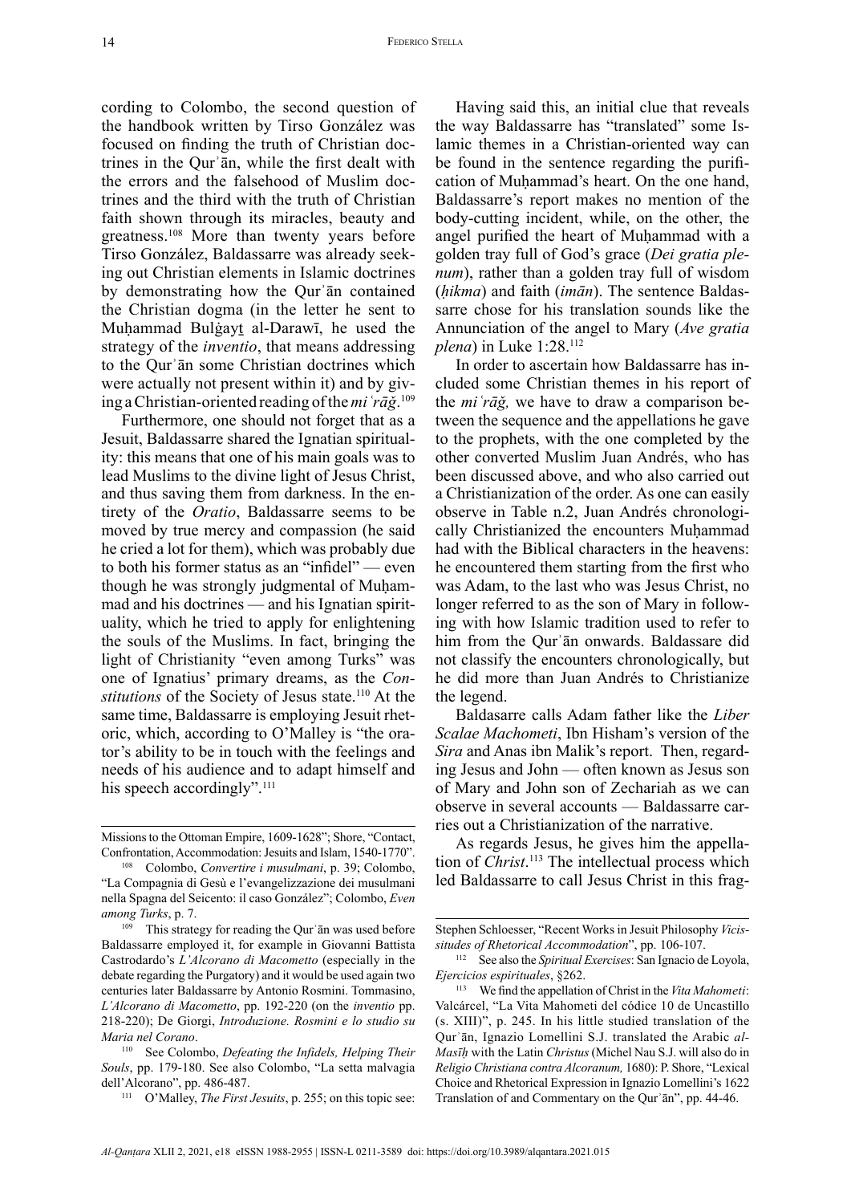cording to Colombo, the second question of the handbook written by Tirso González was focused on finding the truth of Christian doctrines in the Qurʾān, while the first dealt with the errors and the falsehood of Muslim doctrines and the third with the truth of Christian faith shown through its miracles, beauty and greatness.[108] More than twenty years before Tirso González, Baldassarre was already seeking out Christian elements in Islamic doctrines by demonstrating how the Qurʾān contained the Christian dogma (in the letter he sent to Muḥammad Bulġayṯ al-Darawī, he used the strategy of the *inventio*, that means addressing to the Qurʾān some Christian doctrines which were actually not present within it) and by giving a Christian-oriented reading of the *miʿrāǧ*.[109]

Furthermore, one should not forget that as a Jesuit, Baldassarre shared the Ignatian spirituality: this means that one of his main goals was to lead Muslims to the divine light of Jesus Christ, and thus saving them from darkness. In the entirety of the *Oratio*, Baldassarre seems to be moved by true mercy and compassion (he said he cried a lot for them), which was probably due to both his former status as an "infidel" — even though he was strongly judgmental of Muḥammad and his doctrines — and his Ignatian spirituality, which he tried to apply for enlightening the souls of the Muslims. In fact, bringing the light of Christianity "even among Turks" was one of Ignatius' primary dreams, as the *Constitutions* of the Society of Jesus state.[110] At the same time, Baldassarre is employing Jesuit rhetoric, which, according to O'Malley is "the orator's ability to be in touch with the feelings and needs of his audience and to adapt himself and his speech accordingly".[111]

Having said this, an initial clue that reveals the way Baldassarre has "translated" some Islamic themes in a Christian-oriented way can be found in the sentence regarding the purification of Muḥammad's heart. On the one hand, Baldassarre's report makes no mention of the body-cutting incident, while, on the other, the angel purified the heart of Muḥammad with a golden tray full of God's grace (*Dei gratia plenum*), rather than a golden tray full of wisdom (*ḥikma*) and faith (*imān*). The sentence Baldassarre chose for his translation sounds like the Annunciation of the angel to Mary (*Ave gratia plena*) in Luke 1:28.[112]

In order to ascertain how Baldassarre has included some Christian themes in his report of the *miʿrāǧ,* we have to draw a comparison between the sequence and the appellations he gave to the prophets, with the one completed by the other converted Muslim Juan Andrés, who has been discussed above, and who also carried out a Christianization of the order. As one can easily observe in Table n.2, Juan Andrés chronologically Christianized the encounters Muḥammad had with the Biblical characters in the heavens: he encountered them starting from the first who was Adam, to the last who was Jesus Christ, no longer referred to as the son of Mary in following with how Islamic tradition used to refer to him from the Qurʾān onwards. Baldassare did not classify the encounters chronologically, but he did more than Juan Andrés to Christianize the legend.

Baldasarre calls Adam father like the *Liber Scalae Machometi*, Ibn Hisham's version of the *Sira* and Anas ibn Malik's report. Then, regarding Jesus and John — often known as Jesus son of Mary and John son of Zechariah as we can observe in several accounts — Baldassarre carries out a Christianization of the narrative.

As regards Jesus, he gives him the appellation of *Christ*.[113] The intellectual process which led Baldassarre to call Jesus Christ in this frag-

---

Missions to the Ottoman Empire, 1609-1628"; Shore, "Contact, Confrontation, Accommodation: Jesuits and Islam, 1540-1770".

[108] Colombo, *Convertire i musulmani*, p. 39; Colombo, "La Compagnia di Gesù e l'evangelizzazione dei musulmani nella Spagna del Seicento: il caso González"; Colombo, *Even among Turks*, p. 7.

[109] This strategy for reading the Qurʾān was used before Baldassarre employed it, for example in Giovanni Battista Castrodardo's *L'Alcorano di Macometto* (especially in the debate regarding the Purgatory) and it would be used again two centuries later Baldassarre by Antonio Rosmini. Tommasino, *L'Alcorano di Macometto*, pp. 192-220 (on the *inventio* pp. 218-220); De Giorgi, *Introduzione. Rosmini e lo studio su Maria nel Corano*.

[110] See Colombo, *Defeating the Infidels, Helping Their Souls*, pp. 179-180. See also Colombo, "La setta malvagia dell'Alcorano", pp. 486-487.

[111] O'Malley, *The First Jesuits*, p. 255; on this topic see: Stephen Schloesser, "Recent Works in Jesuit Philosophy *Vicissitudes of Rhetorical Accommodation*", pp. 106-107.

[112] See also the *Spiritual Exercises*: San Ignacio de Loyola, *Ejercicios espirituales*, §262.

[113] We find the appellation of Christ in the *Vita Mahometi*: Valcárcel, "La Vita Mahometi del códice 10 de Uncastillo (s. XIII)", p. 245. In his little studied translation of the Qurʾān, Ignazio Lomellini S.J. translated the Arabic *al-Masīḥ* with the Latin *Christus* (Michel Nau S.J. will also do in *Religio Christiana contra Alcoranum,* 1680): P. Shore, "Lexical Choice and Rhetorical Expression in Ignazio Lomellini's 1622 Translation of and Commentary on the Qurʾān", pp. 44-46.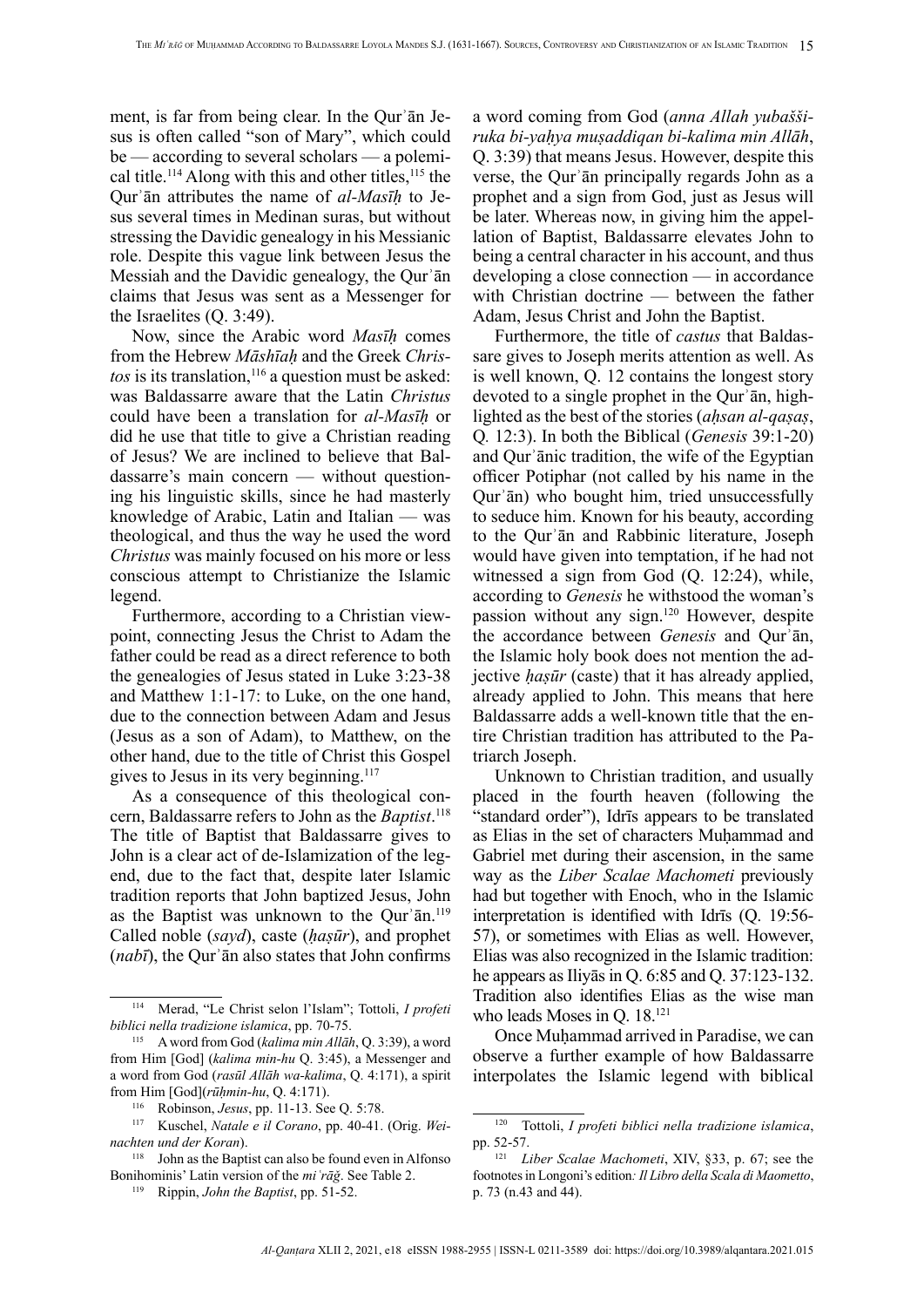ment, is far from being clear. In the Qurʾān Jesus is often called "son of Mary", which could be — according to several scholars — a polemical title.[114] Along with this and other titles,[115] the Qurʾān attributes the name of *al-Masīḥ* to Jesus several times in Medinan suras, but without stressing the Davidic genealogy in his Messianic role. Despite this vague link between Jesus the Messiah and the Davidic genealogy, the Qurʾān claims that Jesus was sent as a Messenger for the Israelites (Q. 3:49).

Now, since the Arabic word *Masīḥ* comes from the Hebrew *Māshīaḥ* and the Greek *Christos* is its translation,[116] a question must be asked: was Baldassarre aware that the Latin *Christus* could have been a translation for *al-Masīḥ* or did he use that title to give a Christian reading of Jesus? We are inclined to believe that Baldassarre's main concern — without questioning his linguistic skills, since he had masterly knowledge of Arabic, Latin and Italian — was theological, and thus the way he used the word *Christus* was mainly focused on his more or less conscious attempt to Christianize the Islamic legend.

Furthermore, according to a Christian viewpoint, connecting Jesus the Christ to Adam the father could be read as a direct reference to both the genealogies of Jesus stated in Luke 3:23-38 and Matthew 1:1-17: to Luke, on the one hand, due to the connection between Adam and Jesus (Jesus as a son of Adam), to Matthew, on the other hand, due to the title of Christ this Gospel gives to Jesus in its very beginning.[117]

As a consequence of this theological concern, Baldassarre refers to John as the *Baptist*.[118] The title of Baptist that Baldassarre gives to John is a clear act of de-Islamization of the legend, due to the fact that, despite later Islamic tradition reports that John baptized Jesus, John as the Baptist was unknown to the Qurʾān.[119] Called noble (*sayd*), caste (*ḥaṣūr*), and prophet (*nabī*), the Qurʾān also states that John confirms a word coming from God (*anna Allah yubašširuka bi-yaḥya muṣaddiqan bi-kalima min Allāh*, Q. 3:39) that means Jesus. However, despite this verse, the Qurʾān principally regards John as a prophet and a sign from God, just as Jesus will be later. Whereas now, in giving him the appellation of Baptist, Baldassarre elevates John to being a central character in his account, and thus developing a close connection — in accordance with Christian doctrine — between the father Adam, Jesus Christ and John the Baptist.

Furthermore, the title of *castus* that Baldassare gives to Joseph merits attention as well. As is well known, Q. 12 contains the longest story devoted to a single prophet in the Qurʾān, highlighted as the best of the stories (*aḥsan al-qaṣaṣ*, Q. 12:3). In both the Biblical (*Genesis* 39:1-20) and Qurʾānic tradition, the wife of the Egyptian officer Potiphar (not called by his name in the Qurʾān) who bought him, tried unsuccessfully to seduce him. Known for his beauty, according to the Qurʾān and Rabbinic literature, Joseph would have given into temptation, if he had not witnessed a sign from God (Q. 12:24), while, according to *Genesis* he withstood the woman's passion without any sign.[120] However, despite the accordance between *Genesis* and Qurʾān, the Islamic holy book does not mention the adjective *ḥaṣūr* (caste) that it has already applied, already applied to John. This means that here Baldassarre adds a well-known title that the entire Christian tradition has attributed to the Patriarch Joseph.

Unknown to Christian tradition, and usually placed in the fourth heaven (following the "standard order"), Idrīs appears to be translated as Elias in the set of characters Muḥammad and Gabriel met during their ascension, in the same way as the *Liber Scalae Machometi* previously had but together with Enoch, who in the Islamic interpretation is identified with Idrīs (Q. 19:56-57), or sometimes with Elias as well. However, Elias was also recognized in the Islamic tradition: he appears as Iliyās in Q. 6:85 and Q. 37:123-132. Tradition also identifies Elias as the wise man who leads Moses in Q. 18.[121]

Once Muḥammad arrived in Paradise, we can observe a further example of how Baldassarre interpolates the Islamic legend with biblical

---

[114] Merad, "Le Christ selon l'Islam"; Tottoli, *I profeti biblici nella tradizione islamica*, pp. 70-75.

[115] A word from God (*kalima min Allāh*, Q. 3:39), a word from Him [God] (*kalima min-hu* Q. 3:45), a Messenger and a word from God (*rasūl Allāh wa-kalima*, Q. 4:171), a spirit from Him [God](*rūḥmin-hu*, Q. 4:171).

[116] Robinson, *Jesus*, pp. 11-13. See Q. 5:78.

[117] Kuschel, *Natale e il Corano*, pp. 40-41. (Orig. *Weinachten und der Koran*).

[118] John as the Baptist can also be found even in Alfonso Bonihominis' Latin version of the *miʿrāǧ*. See Table 2.

[119] Rippin, *John the Baptist*, pp. 51-52.

[120] Tottoli, *I profeti biblici nella tradizione islamica*, pp. 52-57.

[121] *Liber Scalae Machometi*, XIV, §33, p. 67; see the footnotes in Longoni's edition*: Il Libro della Scala di Maometto*, p. 73 (n.43 and 44).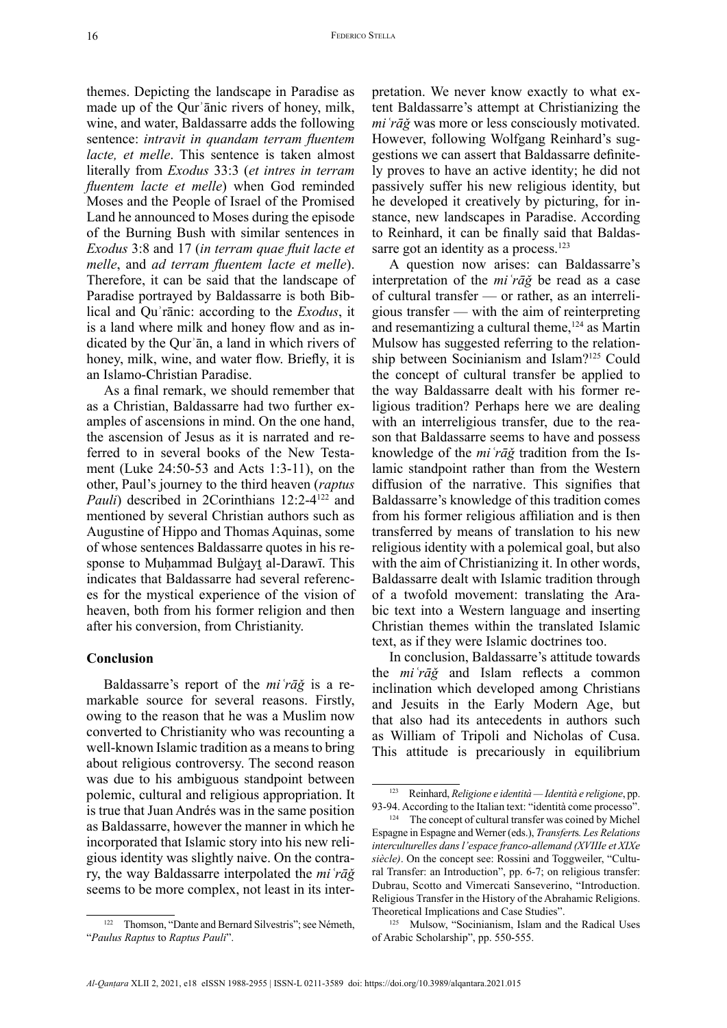themes. Depicting the landscape in Paradise as made up of the Qurʾānic rivers of honey, milk, wine, and water, Baldassarre adds the following sentence: *intravit in quandam terram fluentem lacte, et melle*. This sentence is taken almost literally from *Exodus* 33:3 (*et intres in terram fluentem lacte et melle*) when God reminded Moses and the People of Israel of the Promised Land he announced to Moses during the episode of the Burning Bush with similar sentences in *Exodus* 3:8 and 17 (*in terram quae fluit lacte et melle*, and *ad terram fluentem lacte et melle*). Therefore, it can be said that the landscape of Paradise portrayed by Baldassarre is both Biblical and Quʾrānic: according to the *Exodus*, it is a land where milk and honey flow and as indicated by the Qurʾān, a land in which rivers of honey, milk, wine, and water flow. Briefly, it is an Islamo-Christian Paradise.

As a final remark, we should remember that as a Christian, Baldassarre had two further examples of ascensions in mind. On the one hand, the ascension of Jesus as it is narrated and referred to in several books of the New Testament (Luke 24:50-53 and Acts 1:3-11), on the other, Paul's journey to the third heaven (*raptus Pauli*) described in 2Corinthians 12:2-4[122] and mentioned by several Christian authors such as Augustine of Hippo and Thomas Aquinas, some of whose sentences Baldassarre quotes in his response to Muḥammad Bulġayṯ al-Darawī. This indicates that Baldassarre had several references for the mystical experience of the vision of heaven, both from his former religion and then after his conversion, from Christianity.

## Conclusion

Baldassarre's report of the *miʿrāǧ* is a remarkable source for several reasons. Firstly, owing to the reason that he was a Muslim now converted to Christianity who was recounting a well-known Islamic tradition as a means to bring about religious controversy. The second reason was due to his ambiguous standpoint between polemic, cultural and religious appropriation. It is true that Juan Andrés was in the same position as Baldassarre, however the manner in which he incorporated that Islamic story into his new religious identity was slightly naive. On the contrary, the way Baldassarre interpolated the *miʿrāǧ* seems to be more complex, not least in its interpretation. We never know exactly to what extent Baldassarre's attempt at Christianizing the *miʿrāǧ* was more or less consciously motivated. However, following Wolfgang Reinhard's suggestions we can assert that Baldassarre definitely proves to have an active identity; he did not passively suffer his new religious identity, but he developed it creatively by picturing, for instance, new landscapes in Paradise. According to Reinhard, it can be finally said that Baldassarre got an identity as a process.[123]

A question now arises: can Baldassarre's interpretation of the *miʿrāǧ* be read as a case of cultural transfer — or rather, as an interreligious transfer — with the aim of reinterpreting and resemantizing a cultural theme,[124] as Martin Mulsow has suggested referring to the relationship between Socinianism and Islam?[125] Could the concept of cultural transfer be applied to the way Baldassarre dealt with his former religious tradition? Perhaps here we are dealing with an interreligious transfer, due to the reason that Baldassarre seems to have and possess knowledge of the *miʿrāǧ* tradition from the Islamic standpoint rather than from the Western diffusion of the narrative. This signifies that Baldassarre's knowledge of this tradition comes from his former religious affiliation and is then transferred by means of translation to his new religious identity with a polemical goal, but also with the aim of Christianizing it. In other words, Baldassarre dealt with Islamic tradition through of a twofold movement: translating the Arabic text into a Western language and inserting Christian themes within the translated Islamic text, as if they were Islamic doctrines too.

In conclusion, Baldassarre's attitude towards the *miʿrāǧ* and Islam reflects a common inclination which developed among Christians and Jesuits in the Early Modern Age, but that also had its antecedents in authors such as William of Tripoli and Nicholas of Cusa. This attitude is precariously in equilibrium

[122] Thomson, "Dante and Bernard Silvestris"; see Németh, "*Paulus Raptus* to *Raptus Pauli*".

[123] Reinhard, *Religione e identità — Identità e religione*, pp. 93-94. According to the Italian text: "identità come processo".

[124] The concept of cultural transfer was coined by Michel Espagne in Espagne and Werner (eds.), *Transferts. Les Relations interculturelles dans l'espace franco-allemand (XVIIIe et XIXe siècle)*. On the concept see: Rossini and Toggweiler, "Cultural Transfer: an Introduction", pp. 6-7; on religious transfer: Dubrau, Scotto and Vimercati Sanseverino, "Introduction. Religious Transfer in the History of the Abrahamic Religions. Theoretical Implications and Case Studies".

[125] Mulsow, "Socinianism, Islam and the Radical Uses of Arabic Scholarship", pp. 550-555.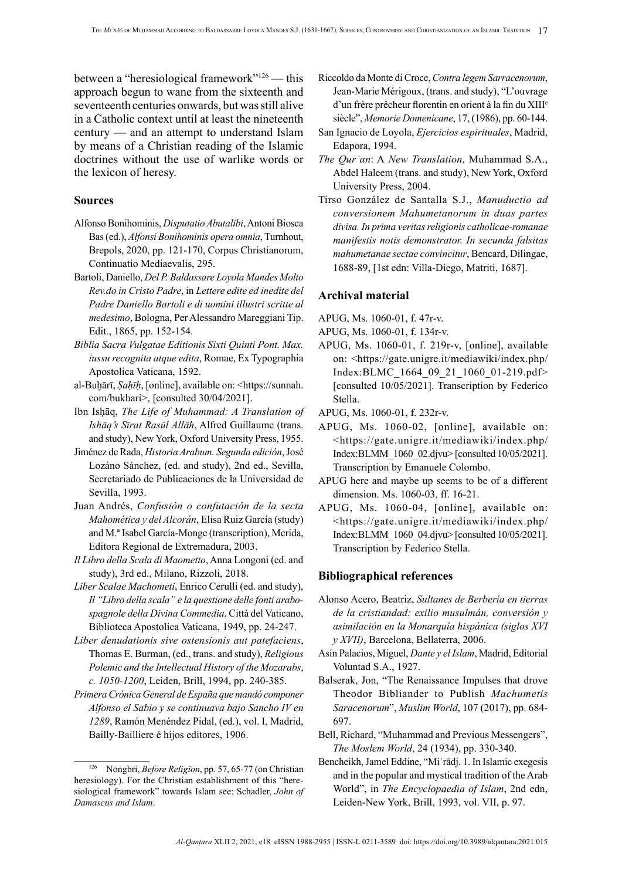between a "heresiological framework"[126] — this approach begun to wane from the sixteenth and seventeenth centuries onwards, but was still alive in a Catholic context until at least the nineteenth century — and an attempt to understand Islam by means of a Christian reading of the Islamic doctrines without the use of warlike words or the lexicon of heresy.

## Sources

Alfonso Bonihominis, *Disputatio Abutalibi*, Antoni Biosca Bas (ed.), *Alfonsi Bonihominis opera omnia*, Turnhout, Brepols, 2020, pp. 121-170, Corpus Christianorum, Continuatio Mediaevalis, 295.

Bartoli, Daniello, *Del P. Baldassare Loyola Mandes Molto Rev.do in Cristo Padre*, in *Lettere edite ed inedite del Padre Daniello Bartoli e di uomini illustri scritte al medesimo*, Bologna, Per Alessandro Mareggiani Tip. Edit., 1865, pp. 152-154.

*Biblia Sacra Vulgatae Editionis Sixti Quinti Pont. Max. iussu recognita atque edita*, Romae, Ex Typographia Apostolica Vaticana, 1592.

al-Buḫārī, *Ṣaḥīḥ*, [online], available on: <https://sunnah.com/bukhari>, [consulted 30/04/2021].

Ibn Isḥāq, *The Life of Muhammad: A Translation of Ishāq's Sīrat Rasūl Allāh*, Alfred Guillaume (trans. and study), New York, Oxford University Press, 1955.

Jiménez de Rada, *Historia Arabum. Segunda edición*, José Lozáno Sánchez, (ed. and study), 2nd ed., Sevilla, Secretariado de Publicaciones de la Universidad de Sevilla, 1993.

Juan Andrés, *Confusión o confutación de la secta Mahomética y del Alcorán*, Elisa Ruiz García (study) and M.ª Isabel García-Monge (transcription), Merida, Editora Regional de Extremadura, 2003.

*Il Libro della Scala di Maometto*, Anna Longoni (ed. and study), 3rd ed., Milano, Rizzoli, 2018.

*Liber Scalae Machometi*, Enrico Cerulli (ed. and study), *Il "Libro della scala" e la questione delle fonti arabo-spagnole della Divina Commedia*, Città del Vaticano, Biblioteca Apostolica Vaticana, 1949, pp. 24-247.

*Liber denudationis sive ostensionis aut patefaciens*, Thomas E. Burman, (ed., trans. and study), *Religious Polemic and the Intellectual History of the Mozarabs, c. 1050-1200*, Leiden, Brill, 1994, pp. 240-385.

*Primera Crónica General de España que mandó componer Alfonso el Sabio y se continuava bajo Sancho IV en 1289*, Ramón Menéndez Pidal, (ed.), vol. I, Madrid, Bailly-Bailliere é hijos editores, 1906.

Riccoldo da Monte di Croce, *Contra legem Sarracenorum*, Jean-Marie Mérigoux, (trans. and study), "L'ouvrage d'un frère prêcheur florentin en orient à la fin du XIIIe siècle", *Memorie Domenicane*, 17, (1986), pp. 60-144.

San Ignacio de Loyola, *Ejercicios espirituales*, Madrid, Edapora, 1994.

*The Qurʾan*: A *New Translation*, Muhammad S.A., Abdel Haleem (trans. and study), New York, Oxford University Press, 2004.

Tirso González de Santalla S.J., *Manuductio ad conversionem Mahumetanorum in duas partes divisa. In prima veritas religionis catholicae-romanae manifestis notis demonstrator. In secunda falsitas mahumetanae sectae convincitur*, Bencard, Dilingae, 1688-89, [1st edn: Villa-Diego, Matriti, 1687].

## Archival material

APUG, Ms. 1060-01, f. 47r-v.

APUG, Ms. 1060-01, f. 134r-v.

APUG, Ms. 1060-01, f. 219r-v, [online], available on: <https://gate.unigre.it/mediawiki/index.php/Index:BLMC_1664_09_21_1060_01-219.pdf> [consulted 10/05/2021]. Transcription by Federico Stella.

APUG, Ms. 1060-01, f. 232r-v.

APUG, Ms. 1060-02, [online], available on: <https://gate.unigre.it/mediawiki/index.php/Index:BLMM_1060_02.djvu> [consulted 10/05/2021]. Transcription by Emanuele Colombo.

APUG here and maybe up seems to be of a different dimension. Ms. 1060-03, ff. 16-21.

APUG, Ms. 1060-04, [online], available on: <https://gate.unigre.it/mediawiki/index.php/Index:BLMM_1060_04.djvu> [consulted 10/05/2021]. Transcription by Federico Stella.

## Bibliographical references

Alonso Acero, Beatriz, *Sultanes de Berbería en tierras de la cristiandad: exilio musulmán, conversión y asimilación en la Monarquía hispánica (siglos XVI y XVII)*, Barcelona, Bellaterra, 2006.

Asín Palacios, Miguel, *Dante y el Islam*, Madrid, Editorial Voluntad S.A., 1927.

Balserak, Jon, "The Renaissance Impulses that drove Theodor Bibliander to Publish *Machumetis Saracenorum*", *Muslim World*, 107 (2017), pp. 684-697.

Bell, Richard, "Muhammad and Previous Messengers", *The Moslem World*, 24 (1934), pp. 330-340.

Bencheikh, Jamel Eddine, "Miʿrādj. 1. In Islamic exegesis and in the popular and mystical tradition of the Arab World", in *The Encyclopaedia of Islam*, 2nd edn, Leiden-New York, Brill, 1993, vol. VII, p. 97.

[126] Nongbri, *Before Religion*, pp. 57, 65-77 (on Christian heresiology). For the Christian establishment of this "heresiological framework" towards Islam see: Schadler, *John of Damascus and Islam*.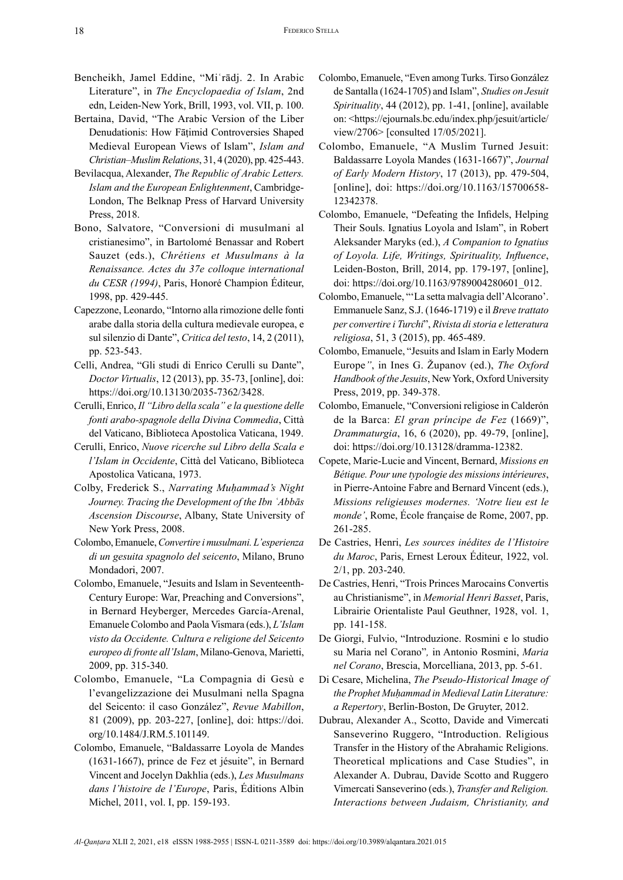Bencheikh, Jamel Eddine, "Miʿrādj. 2. In Arabic Literature", in *The Encyclopaedia of Islam*, 2nd edn, Leiden-New York, Brill, 1993, vol. VII, p. 100.

Bertaina, David, "The Arabic Version of the Liber Denudationis: How Fāṭimid Controversies Shaped Medieval European Views of Islam", *Islam and Christian–Muslim Relations*, 31, 4 (2020), pp. 425-443.

Bevilacqua, Alexander, *The Republic of Arabic Letters. Islam and the European Enlightenment*, Cambridge-London, The Belknap Press of Harvard University Press, 2018.

Bono, Salvatore, "Conversioni di musulmani al cristianesimo", in Bartolomé Benassar and Robert Sauzet (eds.), *Chrétiens et Musulmans à la Renaissance. Actes du 37e colloque international du CESR (1994)*, Paris, Honoré Champion Éditeur, 1998, pp. 429-445.

Capezzone, Leonardo, "Intorno alla rimozione delle fonti arabe dalla storia della cultura medievale europea, e sul silenzio di Dante", *Critica del testo*, 14, 2 (2011), pp. 523-543.

Celli, Andrea, "Gli studi di Enrico Cerulli su Dante", *Doctor Virtualis*, 12 (2013), pp. 35-73, [online], doi: https://doi.org/10.13130/2035-7362/3428.

Cerulli, Enrico, *Il "Libro della scala" e la questione delle fonti arabo-spagnole della Divina Commedia*, Città del Vaticano, Biblioteca Apostolica Vaticana, 1949.

Cerulli, Enrico, *Nuove ricerche sul Libro della Scala e l'Islam in Occidente*, Città del Vaticano, Biblioteca Apostolica Vaticana, 1973.

Colby, Frederick S., *Narrating Muḥammad's Night Journey. Tracing the Development of the Ibn ʿAbbās Ascension Discourse*, Albany, State University of New York Press, 2008.

Colombo, Emanuele, *Convertire i musulmani. L'esperienza di un gesuita spagnolo del seicento*, Milano, Bruno Mondadori, 2007.

Colombo, Emanuele, "Jesuits and Islam in Seventeenth-Century Europe: War, Preaching and Conversions", in Bernard Heyberger, Mercedes García-Arenal, Emanuele Colombo and Paola Vismara (eds.), *L'Islam visto da Occidente. Cultura e religione del Seicento europeo di fronte all'Islam*, Milano-Genova, Marietti, 2009, pp. 315-340.

Colombo, Emanuele, "La Compagnia di Gesù e l'evangelizzazione dei Musulmani nella Spagna del Seicento: il caso González", *Revue Mabillon*, 81 (2009), pp. 203-227, [online], doi: https://doi.org/10.1484/J.RM.5.101149.

Colombo, Emanuele, "Baldassarre Loyola de Mandes (1631-1667), prince de Fez et jésuite", in Bernard Vincent and Jocelyn Dakhlia (eds.), *Les Musulmans dans l'histoire de l'Europe*, Paris, Éditions Albin Michel, 2011, vol. I, pp. 159-193.

Colombo, Emanuele, "Even among Turks. Tirso González de Santalla (1624-1705) and Islam", *Studies on Jesuit Spirituality*, 44 (2012), pp. 1-41, [online], available on: <https://ejournals.bc.edu/index.php/jesuit/article/view/2706> [consulted 17/05/2021].

Colombo, Emanuele, "A Muslim Turned Jesuit: Baldassarre Loyola Mandes (1631-1667)", *Journal of Early Modern History*, 17 (2013), pp. 479-504, [online], doi: https://doi.org/10.1163/15700658-12342378.

Colombo, Emanuele, "Defeating the Infidels, Helping Their Souls. Ignatius Loyola and Islam", in Robert Aleksander Maryks (ed.), *A Companion to Ignatius of Loyola. Life, Writings, Spirituality, Influence*, Leiden-Boston, Brill, 2014, pp. 179-197, [online], doi: https://doi.org/10.1163/9789004280601_012.

Colombo, Emanuele, "'La setta malvagia dell'Alcorano'. Emmanuele Sanz, S.J. (1646-1719) e il *Breve trattato per convertire i Turchi*", *Rivista di storia e letteratura religiosa*, 51, 3 (2015), pp. 465-489.

Colombo, Emanuele, "Jesuits and Islam in Early Modern Europe*"*, in Ines G. Županov (ed.), *The Oxford Handbook of the Jesuits*, New York, Oxford University Press, 2019, pp. 349-378.

Colombo, Emanuele, "Conversioni religiose in Calderón de la Barca: *El gran príncipe de Fez* (1669)", *Drammaturgia*, 16, 6 (2020), pp. 49-79, [online], doi: https://doi.org/10.13128/dramma-12382.

Copete, Marie-Lucie and Vincent, Bernard, *Missions en Bétique. Pour une typologie des missions intérieures*, in Pierre-Antoine Fabre and Bernard Vincent (eds.), *Missions religieuses modernes. 'Notre lieu est le monde'*, Rome, École française de Rome, 2007, pp. 261-285.

De Castries, Henri, *Les sources inédites de l'Histoire du Maroc*, Paris, Ernest Leroux Éditeur, 1922, vol. 2/1, pp. 203-240.

De Castries, Henri, "Trois Princes Marocains Convertis au Christianisme", in *Memorial Henri Basset*, Paris, Librairie Orientaliste Paul Geuthner, 1928, vol. 1, pp. 141-158.

De Giorgi, Fulvio, "Introduzione. Rosmini e lo studio su Maria nel Corano"*,* in Antonio Rosmini, *Maria nel Corano*, Brescia, Morcelliana, 2013, pp. 5-61.

Di Cesare, Michelina, *The Pseudo-Historical Image of the Prophet Muḥammad in Medieval Latin Literature: a Repertory*, Berlin-Boston, De Gruyter, 2012.

Dubrau, Alexander A., Scotto, Davide and Vimercati Sanseverino Ruggero, "Introduction. Religious Transfer in the History of the Abrahamic Religions. Theoretical mplications and Case Studies", in Alexander A. Dubrau, Davide Scotto and Ruggero Vimercati Sanseverino (eds.), *Transfer and Religion. Interactions between Judaism, Christianity, and*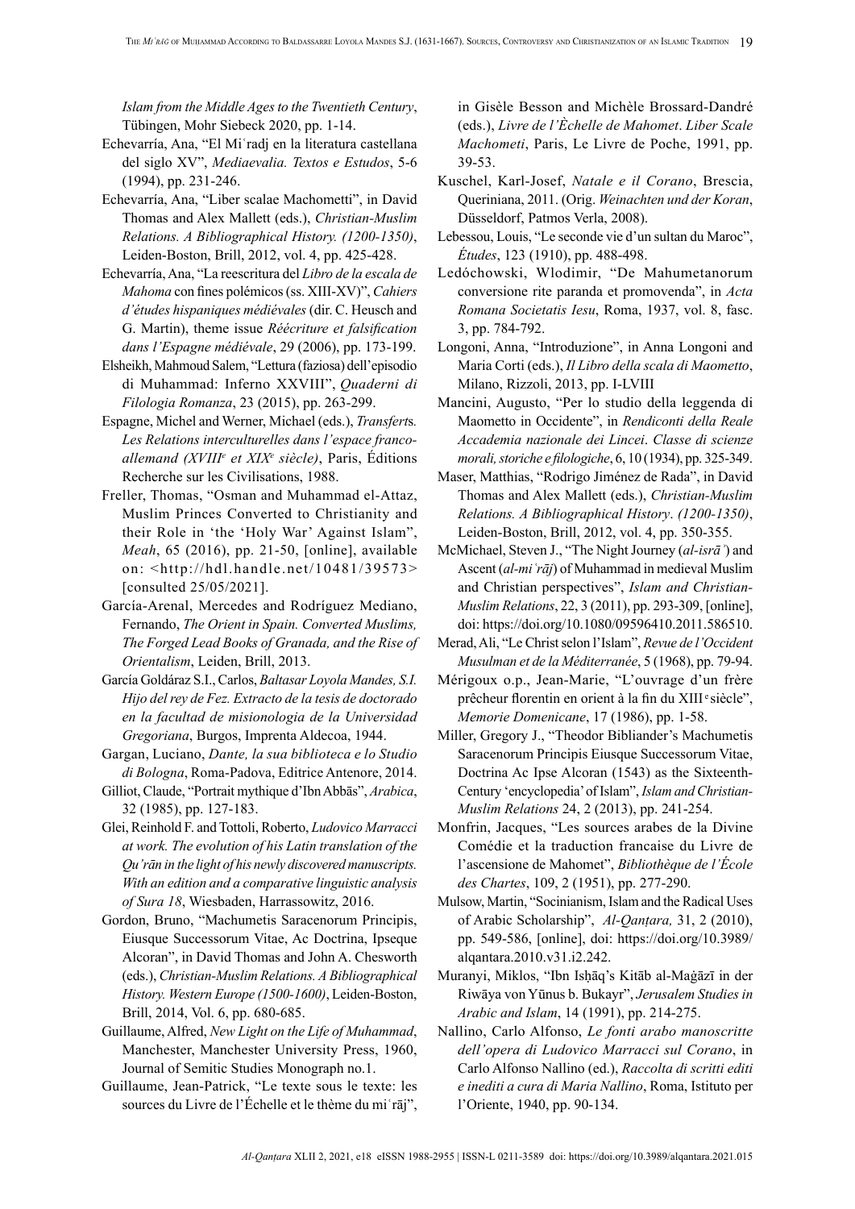*Islam from the Middle Ages to the Twentieth Century*, Tübingen, Mohr Siebeck 2020, pp. 1-14.

Echevarría, Ana, "El Miʿradj en la literatura castellana del siglo XV", *Mediaevalia. Textos e Estudos*, 5-6 (1994), pp. 231-246.

Echevarría, Ana, "Liber scalae Machometti", in David Thomas and Alex Mallett (eds.), *Christian-Muslim Relations. A Bibliographical History. (1200-1350)*, Leiden-Boston, Brill, 2012, vol. 4, pp. 425-428.

Echevarría, Ana, "La reescritura del *Libro de la escala de Mahoma* con fines polémicos (ss. XIII-XV)", *Cahiers d'études hispaniques médiévales* (dir. C. Heusch and G. Martin), theme issue *Réécriture et falsification dans l'Espagne médiévale*, 29 (2006), pp. 173-199.

Elsheikh, Mahmoud Salem, "Lettura (faziosa) dell'episodio di Muhammad: Inferno XXVIII", *Quaderni di Filologia Romanza*, 23 (2015), pp. 263-299.

Espagne, Michel and Werner, Michael (eds.), *Transferts. Les Relations interculturelles dans l'espace franco-allemand (XVIII^e^ et XIX^e^ siècle)*, Paris, Éditions Recherche sur les Civilisations, 1988.

Freller, Thomas, "Osman and Muhammad el-Attaz, Muslim Princes Converted to Christianity and their Role in 'the 'Holy War' Against Islam", *Meah*, 65 (2016), pp. 21-50, [online], available on: <http://hdl.handle.net/10481/39573> [consulted 25/05/2021].

García-Arenal, Mercedes and Rodríguez Mediano, Fernando, *The Orient in Spain. Converted Muslims, The Forged Lead Books of Granada, and the Rise of Orientalism*, Leiden, Brill, 2013.

García Goldáraz S.I., Carlos, *Baltasar Loyola Mandes, S.I. Hijo del rey de Fez. Extracto de la tesis de doctorado en la facultad de misionologia de la Universidad Gregoriana*, Burgos, Imprenta Aldecoa, 1944.

Gargan, Luciano, *Dante, la sua biblioteca e lo Studio di Bologna*, Roma-Padova, Editrice Antenore, 2014.

Gilliot, Claude, "Portrait mythique d'Ibn Abbās", *Arabica*, 32 (1985), pp. 127-183.

Glei, Reinhold F. and Tottoli, Roberto, *Ludovico Marracci at work. The evolution of his Latin translation of the Qur'ān in the light of his newly discovered manuscripts. With an edition and a comparative linguistic analysis of Sura 18*, Wiesbaden, Harrassowitz, 2016.

Gordon, Bruno, "Machumetis Saracenorum Principis, Eiusque Successorum Vitae, Ac Doctrina, Ipseque Alcoran", in David Thomas and John A. Chesworth (eds.), *Christian-Muslim Relations. A Bibliographical History. Western Europe (1500-1600)*, Leiden-Boston, Brill, 2014, Vol. 6, pp. 680-685.

Guillaume, Alfred, *New Light on the Life of Muhammad*, Manchester, Manchester University Press, 1960, Journal of Semitic Studies Monograph no.1.

Guillaume, Jean-Patrick, "Le texte sous le texte: les sources du Livre de l'Échelle et le thème du miʿrāj", in Gisèle Besson and Michèle Brossard-Dandré (eds.), *Livre de l'Èchelle de Mahomet*. *Liber Scale Machometi*, Paris, Le Livre de Poche, 1991, pp. 39-53.

Kuschel, Karl-Josef, *Natale e il Corano*, Brescia, Queriniana, 2011. (Orig. *Weinachten und der Koran*, Düsseldorf, Patmos Verla, 2008).

Lebessou, Louis, "Le seconde vie d'un sultan du Maroc", *Études*, 123 (1910), pp. 488-498.

Ledóchowski, Wlodimir, "De Mahumetanorum conversione rite paranda et promovenda", in *Acta Romana Societatis Iesu*, Roma, 1937, vol. 8, fasc. 3, pp. 784-792.

Longoni, Anna, "Introduzione", in Anna Longoni and Maria Corti (eds.), *Il Libro della scala di Maometto*, Milano, Rizzoli, 2013, pp. I-LVIII

Mancini, Augusto, "Per lo studio della leggenda di Maometto in Occidente", in *Rendiconti della Reale Accademia nazionale dei Lincei*. *Classe di scienze morali, storiche e filologiche*, 6, 10 (1934), pp. 325-349.

Maser, Matthias, "Rodrigo Jiménez de Rada", in David Thomas and Alex Mallett (eds.), *Christian-Muslim Relations. A Bibliographical History*. *(1200-1350)*, Leiden-Boston, Brill, 2012, vol. 4, pp. 350-355.

McMichael, Steven J., "The Night Journey (*al-isrāʾ*) and Ascent (*al-miʿrāj*) of Muhammad in medieval Muslim and Christian perspectives", *Islam and Christian-Muslim Relations*, 22, 3 (2011), pp. 293-309, [online], doi: https://doi.org/10.1080/09596410.2011.586510.

Merad, Ali, "Le Christ selon l'Islam", *Revue de l'Occident Musulman et de la Méditerranée*, 5 (1968), pp. 79-94.

Mérigoux o.p., Jean-Marie, "L'ouvrage d'un frère prêcheur florentin en orient à la fin du XIII^e^ siècle", *Memorie Domenicane*, 17 (1986), pp. 1-58.

Miller, Gregory J., "Theodor Bibliander's Machumetis Saracenorum Principis Eiusque Successorum Vitae, Doctrina Ac Ipse Alcoran (1543) as the Sixteenth-Century 'encyclopedia' of Islam", *Islam and Christian-Muslim Relations* 24, 2 (2013), pp. 241-254.

Monfrin, Jacques, "Les sources arabes de la Divine Comédie et la traduction francaise du Livre de l'ascension de Mahomet", *Bibliothèque de l'École des Chartes*, 109, 2 (1951), pp. 277-290.

Mulsow, Martin, "Socinianism, Islam and the Radical Uses of Arabic Scholarship", *Al-Qanṭara,* 31, 2 (2010), pp. 549-586, [online], doi: https://doi.org/10.3989/alqantara.2010.v31.i2.242.

Muranyi, Miklos, "Ibn Isḥāq's Kitāb al-Maġāzī in der Riwāya von Yūnus b. Bukayr", *Jerusalem Studies in Arabic and Islam*, 14 (1991), pp. 214-275.

Nallino, Carlo Alfonso, *Le fonti arabo manoscritte dell'opera di Ludovico Marracci sul Corano*, in Carlo Alfonso Nallino (ed.), *Raccolta di scritti editi e inediti a cura di Maria Nallino*, Roma, Istituto per l'Oriente, 1940, pp. 90-134.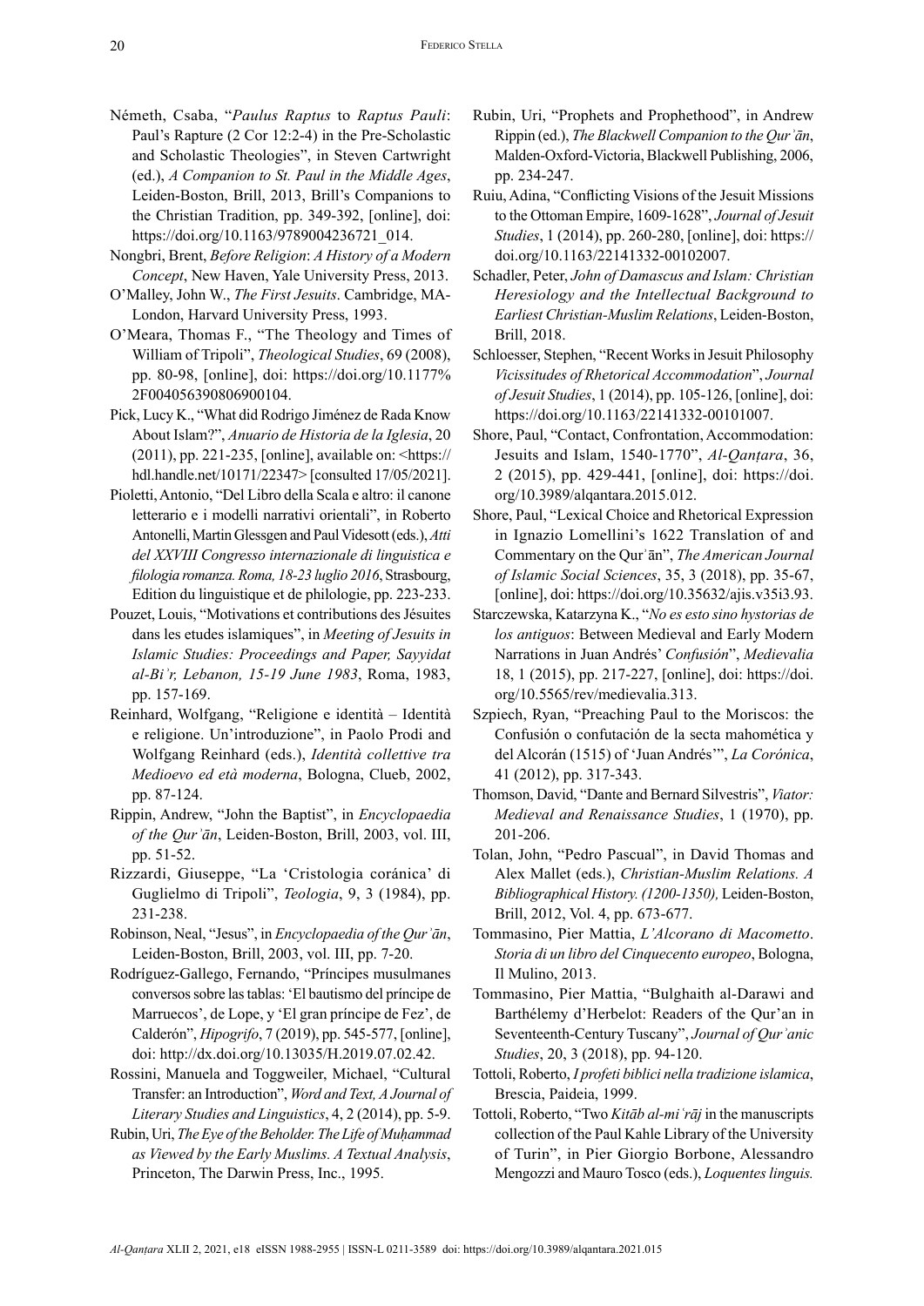Németh, Csaba, "*Paulus Raptus* to *Raptus Pauli*: Paul's Rapture (2 Cor 12:2-4) in the Pre-Scholastic and Scholastic Theologies", in Steven Cartwright (ed.), *A Companion to St. Paul in the Middle Ages*, Leiden-Boston, Brill, 2013, Brill's Companions to the Christian Tradition, pp. 349-392, [online], doi: https://doi.org/10.1163/9789004236721_014.

Nongbri, Brent, *Before Religion*: *A History of a Modern Concept*, New Haven, Yale University Press, 2013.

O'Malley, John W., *The First Jesuits*. Cambridge, MA-London, Harvard University Press, 1993.

O'Meara, Thomas F., "The Theology and Times of William of Tripoli", *Theological Studies*, 69 (2008), pp. 80-98, [online], doi: https://doi.org/10.1177%2F004056390806900104.

Pick, Lucy K., "What did Rodrigo Jiménez de Rada Know About Islam?", *Anuario de Historia de la Iglesia*, 20 (2011), pp. 221-235, [online], available on: <https://hdl.handle.net/10171/22347> [consulted 17/05/2021].

Pioletti, Antonio, "Del Libro della Scala e altro: il canone letterario e i modelli narrativi orientali", in Roberto Antonelli, Martin Glessgen and Paul Videsott (eds.), *Atti del XXVIII Congresso internazionale di linguistica e filologia romanza. Roma, 18-23 luglio 2016*, Strasbourg, Edition du linguistique et de philologie, pp. 223-233.

Pouzet, Louis, "Motivations et contributions des Jésuites dans les etudes islamiques", in *Meeting of Jesuits in Islamic Studies: Proceedings and Paper, Sayyidat al-Biʾr, Lebanon, 15-19 June 1983*, Roma, 1983, pp. 157-169.

Reinhard, Wolfgang, "Religione e identità – Identità e religione. Un'introduzione", in Paolo Prodi and Wolfgang Reinhard (eds.), *Identità collettive tra Medioevo ed età moderna*, Bologna, Clueb, 2002, pp. 87-124.

Rippin, Andrew, "John the Baptist", in *Encyclopaedia of the Qurʾān*, Leiden-Boston, Brill, 2003, vol. III, pp. 51-52.

Rizzardi, Giuseppe, "La 'Cristologia coránica' di Guglielmo di Tripoli", *Teologia*, 9, 3 (1984), pp. 231-238.

Robinson, Neal, "Jesus", in *Encyclopaedia of the Qurʾān*, Leiden-Boston, Brill, 2003, vol. III, pp. 7-20.

Rodríguez-Gallego, Fernando, "Príncipes musulmanes conversos sobre las tablas: 'El bautismo del príncipe de Marruecos', de Lope, y 'El gran príncipe de Fez', de Calderón", *Hipogrifo*, 7 (2019), pp. 545-577, [online], doi: http://dx.doi.org/10.13035/H.2019.07.02.42.

Rossini, Manuela and Toggweiler, Michael, "Cultural Transfer: an Introduction", *Word and Text, A Journal of Literary Studies and Linguistics*, 4, 2 (2014), pp. 5-9.

Rubin, Uri, *The Eye of the Beholder. The Life of Muḥammad as Viewed by the Early Muslims. A Textual Analysis*, Princeton, The Darwin Press, Inc., 1995.

Rubin, Uri, "Prophets and Prophethood", in Andrew Rippin (ed.), *The Blackwell Companion to the Qurʾān*, Malden-Oxford-Victoria, Blackwell Publishing, 2006, pp. 234-247.

Ruiu, Adina, "Conflicting Visions of the Jesuit Missions to the Ottoman Empire, 1609-1628", *Journal of Jesuit Studies*, 1 (2014), pp. 260-280, [online], doi: https://doi.org/10.1163/22141332-00102007.

Schadler, Peter, *John of Damascus and Islam: Christian Heresiology and the Intellectual Background to Earliest Christian-Muslim Relations*, Leiden-Boston, Brill, 2018.

Schloesser, Stephen, "Recent Works in Jesuit Philosophy *Vicissitudes of Rhetorical Accommodation*", *Journal of Jesuit Studies*, 1 (2014), pp. 105-126, [online], doi: https://doi.org/10.1163/22141332-00101007.

Shore, Paul, "Contact, Confrontation, Accommodation: Jesuits and Islam, 1540-1770", *Al-Qanṭara*, 36, 2 (2015), pp. 429-441, [online], doi: https://doi.org/10.3989/alqantara.2015.012.

Shore, Paul, "Lexical Choice and Rhetorical Expression in Ignazio Lomellini's 1622 Translation of and Commentary on the Qurʾān", *The American Journal of Islamic Social Sciences*, 35, 3 (2018), pp. 35-67, [online], doi: https://doi.org/10.35632/ajis.v35i3.93.

Starczewska, Katarzyna K., "*No es esto sino historias de los antiguos*: Between Medieval and Early Modern Narrations in Juan Andrés' *Confusión*", *Medievalia* 18, 1 (2015), pp. 217-227, [online], doi: https://doi.org/10.5565/rev/medievalia.313.

Szpiech, Ryan, "Preaching Paul to the Moriscos: the Confusión o confutación de la secta mahomética y del Alcorán (1515) of 'Juan Andrés'", *La Corónica*, 41 (2012), pp. 317-343.

Thomson, David, "Dante and Bernard Silvestris", *Viator: Medieval and Renaissance Studies*, 1 (1970), pp. 201-206.

Tolan, John, "Pedro Pascual", in David Thomas and Alex Mallet (eds.), *Christian-Muslim Relations. A Bibliographical History. (1200-1350),* Leiden-Boston, Brill, 2012, Vol. 4, pp. 673-677.

Tommasino, Pier Mattia, *L'Alcorano di Macometto*. *Storia di un libro del Cinquecento europeo*, Bologna, Il Mulino, 2013.

Tommasino, Pier Mattia, "Bulghaith al-Darawi and Barthélemy d'Herbelot: Readers of the Qur'an in Seventeenth-Century Tuscany", *Journal of Qurʾanic Studies*, 20, 3 (2018), pp. 94-120.

Tottoli, Roberto, *I profeti biblici nella tradizione islamica*, Brescia, Paideia, 1999.

Tottoli, Roberto, "Two *Kitāb al-miʿrāj* in the manuscripts collection of the Paul Kahle Library of the University of Turin", in Pier Giorgio Borbone, Alessandro Mengozzi and Mauro Tosco (eds.), *Loquentes linguis.*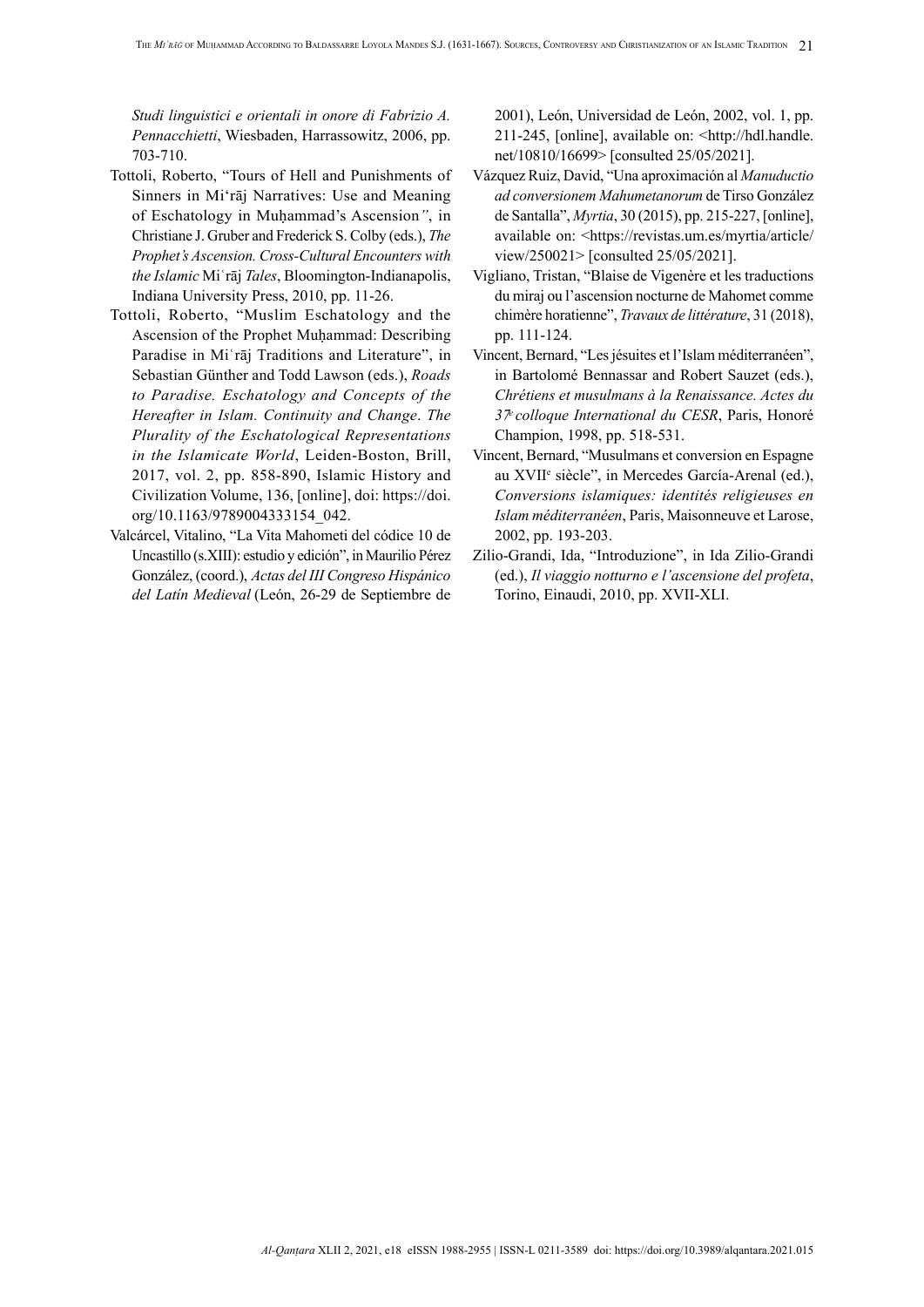*Studi linguistici e orientali in onore di Fabrizio A. Pennacchietti*, Wiesbaden, Harrassowitz, 2006, pp. 703-710.

Tottoli, Roberto, "Tours of Hell and Punishments of Sinners in Miʻrāj Narratives: Use and Meaning of Eschatology in Muḥammad's Ascension", in Christiane J. Gruber and Frederick S. Colby (eds.), *The Prophet's Ascension. Cross-Cultural Encounters with the Islamic* Miʿrāj *Tales*, Bloomington-Indianapolis, Indiana University Press, 2010, pp. 11-26.

Tottoli, Roberto, "Muslim Eschatology and the Ascension of the Prophet Muḥammad: Describing Paradise in Miʿrāj Traditions and Literature", in Sebastian Günther and Todd Lawson (eds.), *Roads to Paradise. Eschatology and Concepts of the Hereafter in Islam. Continuity and Change. The Plurality of the Eschatological Representations in the Islamicate World*, Leiden-Boston, Brill, 2017, vol. 2, pp. 858-890, Islamic History and Civilization Volume, 136, [online], doi: https://doi.org/10.1163/9789004333154_042.

Valcárcel, Vitalino, "La Vita Mahometi del códice 10 de Uncastillo (s.XIII): estudio y edición", in Maurilio Pérez González, (coord.), *Actas del III Congreso Hispánico del Latín Medieval* (León, 26-29 de Septiembre de 2001), León, Universidad de León, 2002, vol. 1, pp. 211-245, [online], available on: <http://hdl.handle.net/10810/16699> [consulted 25/05/2021].

Vázquez Ruiz, David, "Una aproximación al *Manuductio ad conversionem Mahumetanorum* de Tirso González de Santalla", *Myrtia*, 30 (2015), pp. 215-227, [online], available on: <https://revistas.um.es/myrtia/article/view/250021> [consulted 25/05/2021].

Vigliano, Tristan, "Blaise de Vigenère et les traductions du miraj ou l'ascension nocturne de Mahomet comme chimère horatienne", *Travaux de littérature*, 31 (2018), pp. 111-124.

Vincent, Bernard, "Les jésuites et l'Islam méditerranéen", in Bartolomé Bennassar and Robert Sauzet (eds.), *Chrétiens et musulmans à la Renaissance. Actes du 37e colloque International du CESR*, Paris, Honoré Champion, 1998, pp. 518-531.

Vincent, Bernard, "Musulmans et conversion en Espagne au XVIIe siècle", in Mercedes García-Arenal (ed.), *Conversions islamiques: identités religieuses en Islam méditerranéen*, Paris, Maisonneuve et Larose, 2002, pp. 193-203.

Zilio-Grandi, Ida, "Introduzione", in Ida Zilio-Grandi (ed.), *Il viaggio notturno e l'ascensione del profeta*, Torino, Einaudi, 2010, pp. XVII-XLI.